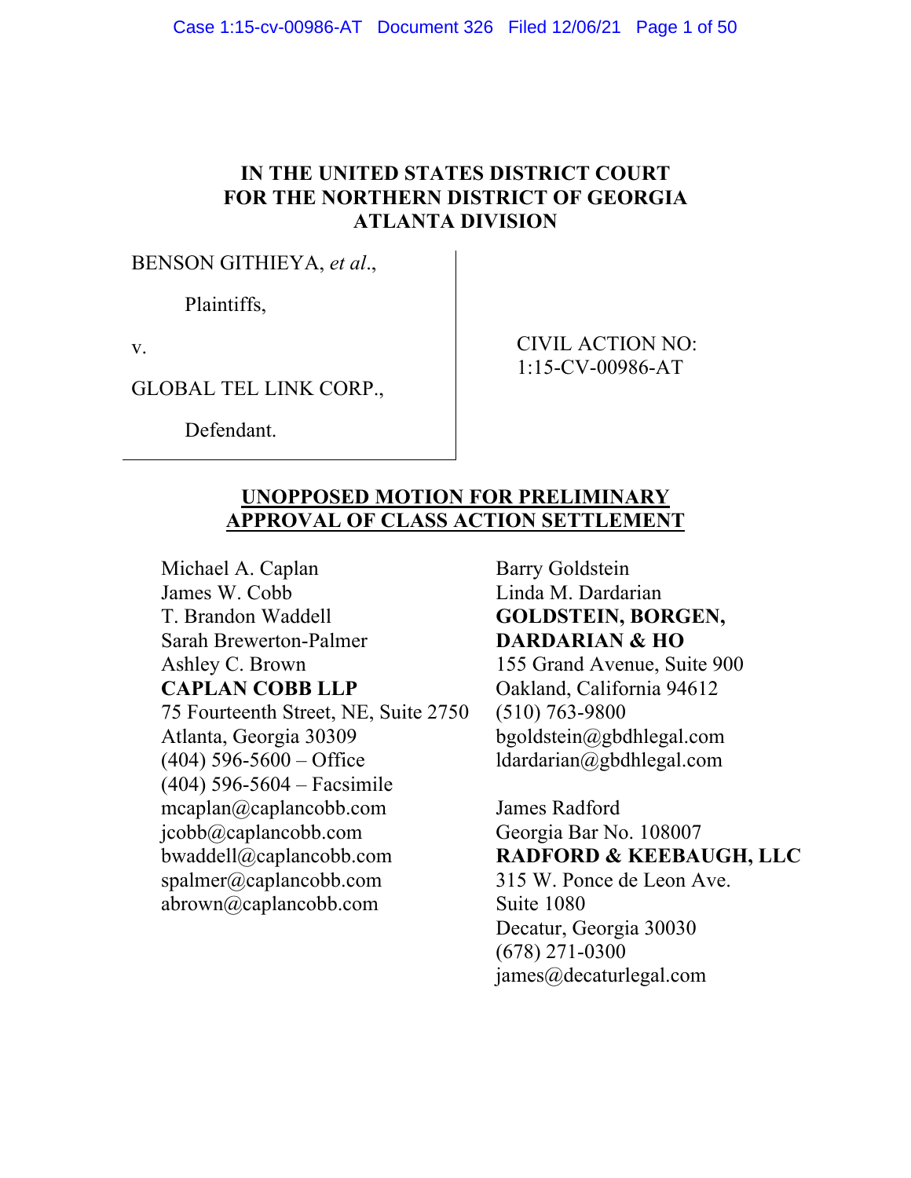# IN THE UNITED STATES DISTRICT COURT FOR THE NORTHERN DISTRICT OF GEORGIA ATLANTA DIVISION

BENSON GITHIEYA, *et al*.,

Plaintiffs,

v.

GLOBAL TEL LINK CORP.,

Defendant.

CIVIL ACTION NO: 1:15-CV-00986-AT

## UNOPPOSED MOTION FOR PRELIMINARY APPROVAL OF CLASS ACTION SETTLEMENT

Michael A. Caplan
James W. Cobb
T. Brandon Waddell
Sarah Brewerton-Palmer
Ashley C. Brown
**CAPLAN COBB LLP**
75 Fourteenth Street, NE, Suite 2750
Atlanta, Georgia 30309
(404) 596-5600 – Office
(404) 596-5604 – Facsimile
mcaplan@caplancobb.com
jcobb@caplancobb.com
bwaddell@caplancobb.com
spalmer@caplancobb.com
abrown@caplancobb.com

Barry Goldstein
Linda M. Dardarian
**GOLDSTEIN, BORGEN, DARDARIAN & HO**
155 Grand Avenue, Suite 900
Oakland, California 94612
(510) 763-9800
bgoldstein@gbdhlegal.com
ldardarian@gbdhlegal.com

James Radford
Georgia Bar No. 108007
**RADFORD & KEEBAUGH, LLC**
315 W. Ponce de Leon Ave.
Suite 1080
Decatur, Georgia 30030
(678) 271-0300
james@decaturlegal.com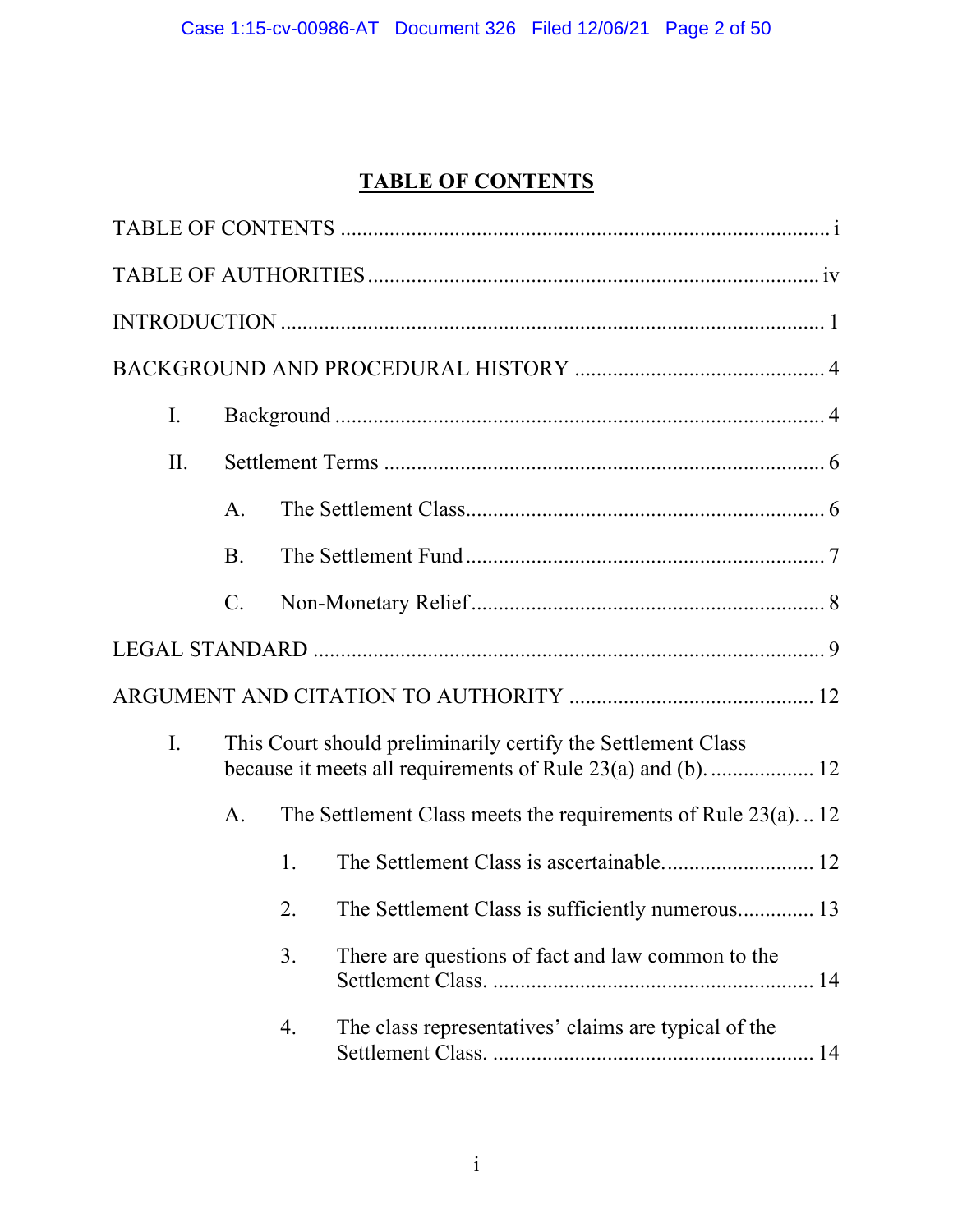# TABLE OF CONTENTS

TABLE OF CONTENTS .......................................................................................... i

TABLE OF AUTHORITIES ................................................................................... iv

INTRODUCTION .................................................................................................. 1

BACKGROUND AND PROCEDURAL HISTORY ............................................. 4

I. Background ......................................................................................... 4

II. Settlement Terms ................................................................................. 6

A. The Settlement Class.................................................................. 6

B. The Settlement Fund .................................................................. 7

C. Non-Monetary Relief.................................................................. 8

LEGAL STANDARD ............................................................................................. 9

ARGUMENT AND CITATION TO AUTHORITY ............................................ 12

I. This Court should preliminarily certify the Settlement Class because it meets all requirements of Rule 23(a) and (b). ................... 12

A. The Settlement Class meets the requirements of Rule 23(a). .. 12

1. The Settlement Class is ascertainable. .......................... 12

2. The Settlement Class is sufficiently numerous. ............. 13

3. There are questions of fact and law common to the Settlement Class. ......................................................... 14

4. The class representatives' claims are typical of the Settlement Class. ......................................................... 14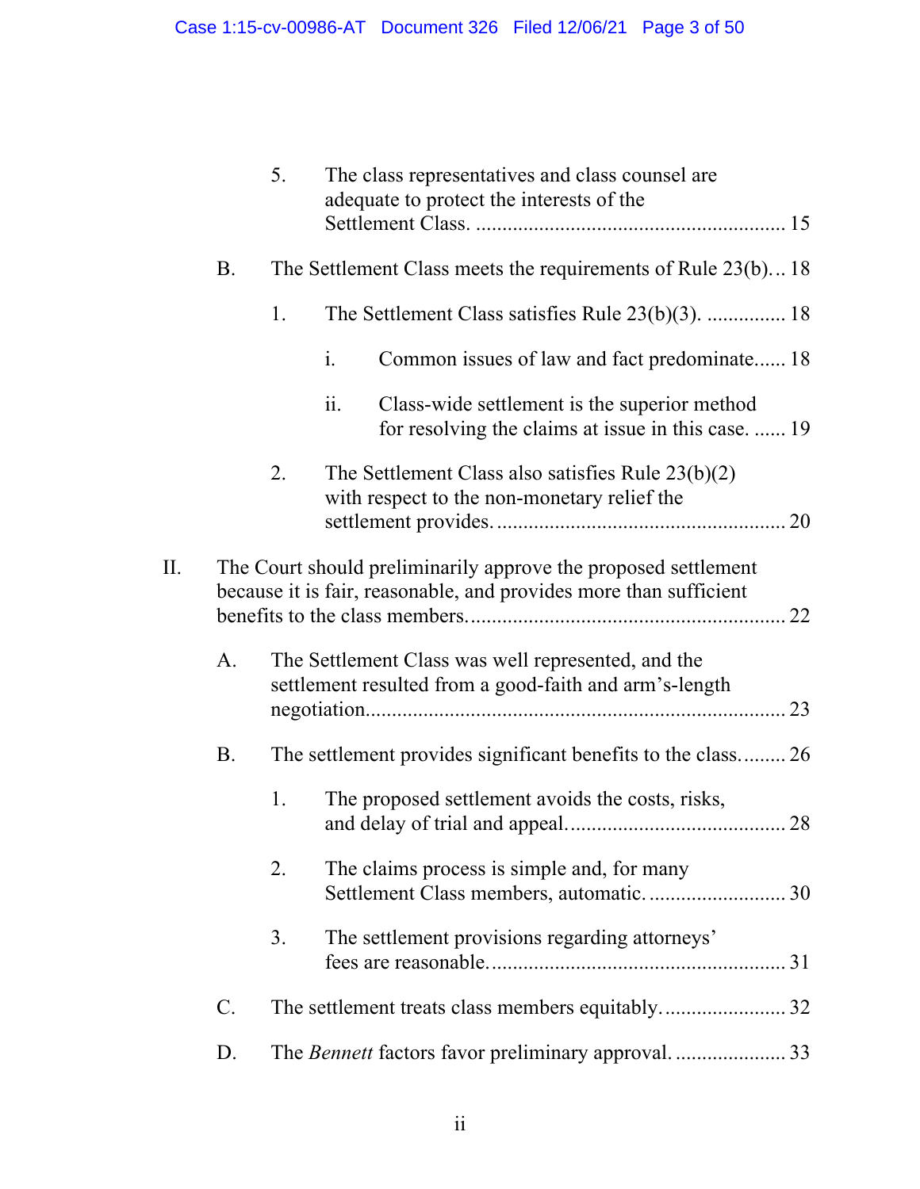5. The class representatives and class counsel are adequate to protect the interests of the Settlement Class. .......................................................... 15

B. The Settlement Class meets the requirements of Rule 23(b)... 18

1. The Settlement Class satisfies Rule 23(b)(3). ............... 18

i. Common issues of law and fact predominate...... 18

ii. Class-wide settlement is the superior method for resolving the claims at issue in this case. ...... 19

2. The Settlement Class also satisfies Rule 23(b)(2) with respect to the non-monetary relief the settlement provides. ...................................................... 20

II. The Court should preliminarily approve the proposed settlement because it is fair, reasonable, and provides more than sufficient benefits to the class members. ........................................................... 22

A. The Settlement Class was well represented, and the settlement resulted from a good-faith and arm's-length negotiation............................................................................... 23

B. The settlement provides significant benefits to the class......... 26

1. The proposed settlement avoids the costs, risks, and delay of trial and appeal. ........................................ 28

2. The claims process is simple and, for many Settlement Class members, automatic. .......................... 30

3. The settlement provisions regarding attorneys' fees are reasonable. ....................................................... 31

C. The settlement treats class members equitably. ....................... 32

D. The *Bennett* factors favor preliminary approval. ..................... 33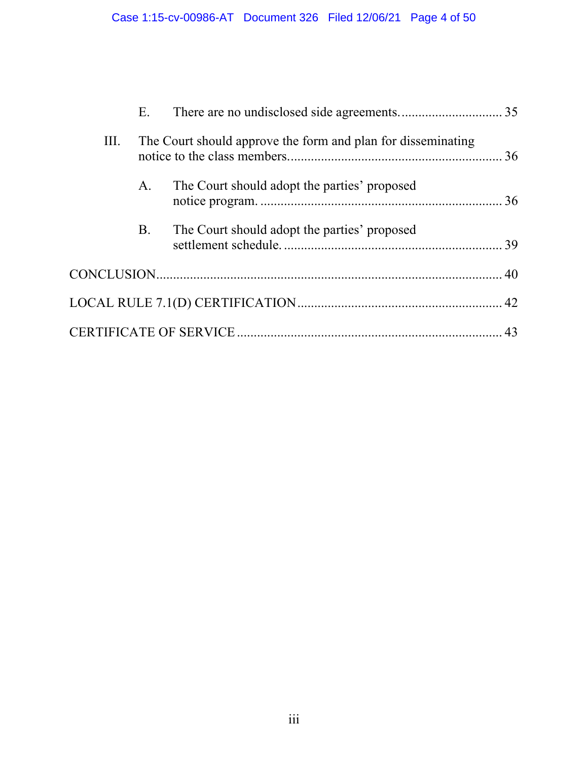E. There are no undisclosed side agreements. .... 35

III. The Court should approve the form and plan for disseminating notice to the class members. .... 36

A. The Court should adopt the parties' proposed notice program. .... 36

B. The Court should adopt the parties' proposed settlement schedule. .... 39

CONCLUSION .... 40

LOCAL RULE 7.1(D) CERTIFICATION .... 42

CERTIFICATE OF SERVICE .... 43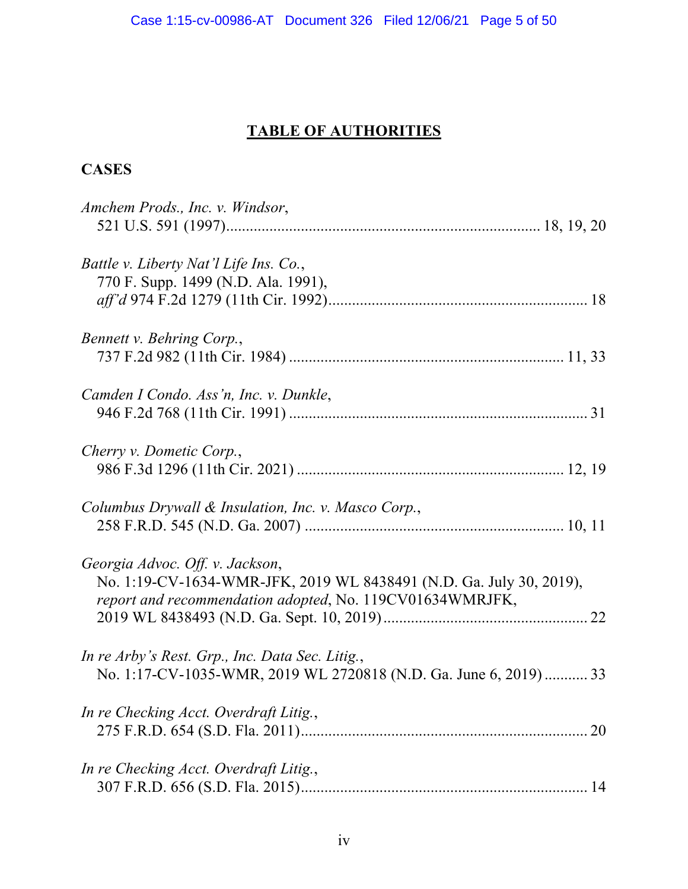# TABLE OF AUTHORITIES

## CASES

*Amchem Prods., Inc. v. Windsor*,
521 U.S. 591 (1997)............................................................................... 18, 19, 20

*Battle v. Liberty Nat'l Life Ins. Co.*,
770 F. Supp. 1499 (N.D. Ala. 1991),
*aff'd* 974 F.2d 1279 (11th Cir. 1992)................................................................. 18

*Bennett v. Behring Corp.*,
737 F.2d 982 (11th Cir. 1984) .................................................................... 11, 33

*Camden I Condo. Ass'n, Inc. v. Dunkle*,
946 F.2d 768 (11th Cir. 1991) ........................................................................... 31

*Cherry v. Dometic Corp.*,
986 F.3d 1296 (11th Cir. 2021) .................................................................. 12, 19

*Columbus Drywall & Insulation, Inc. v. Masco Corp.*,
258 F.R.D. 545 (N.D. Ga. 2007) ................................................................ 10, 11

*Georgia Advoc. Off. v. Jackson*,
No. 1:19-CV-1634-WMR-JFK, 2019 WL 8438491 (N.D. Ga. July 30, 2019),
*report and recommendation adopted*, No. 119CV01634WMRJFK,
2019 WL 8438493 (N.D. Ga. Sept. 10, 2019)................................................... 22

*In re Arby's Rest. Grp., Inc. Data Sec. Litig.*,
No. 1:17-CV-1035-WMR, 2019 WL 2720818 (N.D. Ga. June 6, 2019) ........... 33

*In re Checking Acct. Overdraft Litig.*,
275 F.R.D. 654 (S.D. Fla. 2011)........................................................................ 20

*In re Checking Acct. Overdraft Litig.*,
307 F.R.D. 656 (S.D. Fla. 2015)........................................................................ 14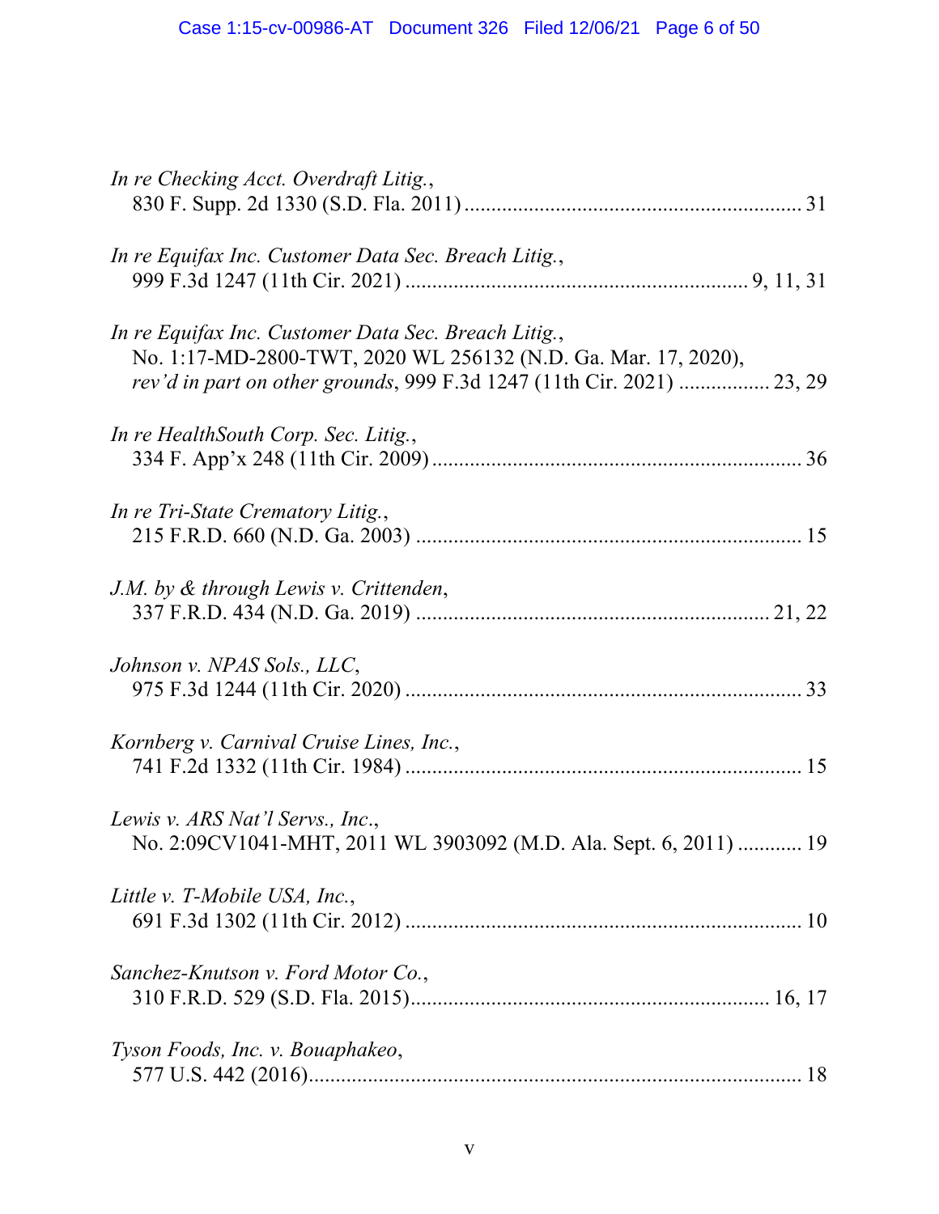*In re Checking Acct. Overdraft Litig.*,
830 F. Supp. 2d 1330 (S.D. Fla. 2011) ........................................................... 31

*In re Equifax Inc. Customer Data Sec. Breach Litig.*,
999 F.3d 1247 (11th Cir. 2021) ........................................................... 9, 11, 31

*In re Equifax Inc. Customer Data Sec. Breach Litig.*,
No. 1:17-MD-2800-TWT, 2020 WL 256132 (N.D. Ga. Mar. 17, 2020),
*rev'd in part on other grounds*, 999 F.3d 1247 (11th Cir. 2021) ................ 23, 29

*In re HealthSouth Corp. Sec. Litig.*,
334 F. App'x 248 (11th Cir. 2009) ........................................................... 36

*In re Tri-State Crematory Litig.*,
215 F.R.D. 660 (N.D. Ga. 2003) ........................................................... 15

*J.M. by & through Lewis v. Crittenden*,
337 F.R.D. 434 (N.D. Ga. 2019) ........................................................... 21, 22

*Johnson v. NPAS Sols., LLC*,
975 F.3d 1244 (11th Cir. 2020) ........................................................... 33

*Kornberg v. Carnival Cruise Lines, Inc.*,
741 F.2d 1332 (11th Cir. 1984) ........................................................... 15

*Lewis v. ARS Nat'l Servs., Inc.*,
No. 2:09CV1041-MHT, 2011 WL 3903092 (M.D. Ala. Sept. 6, 2011) ............ 19

*Little v. T-Mobile USA, Inc.*,
691 F.3d 1302 (11th Cir. 2012) ........................................................... 10

*Sanchez-Knutson v. Ford Motor Co.*,
310 F.R.D. 529 (S.D. Fla. 2015) ........................................................... 16, 17

*Tyson Foods, Inc. v. Bouaphakeo*,
577 U.S. 442 (2016) ........................................................... 18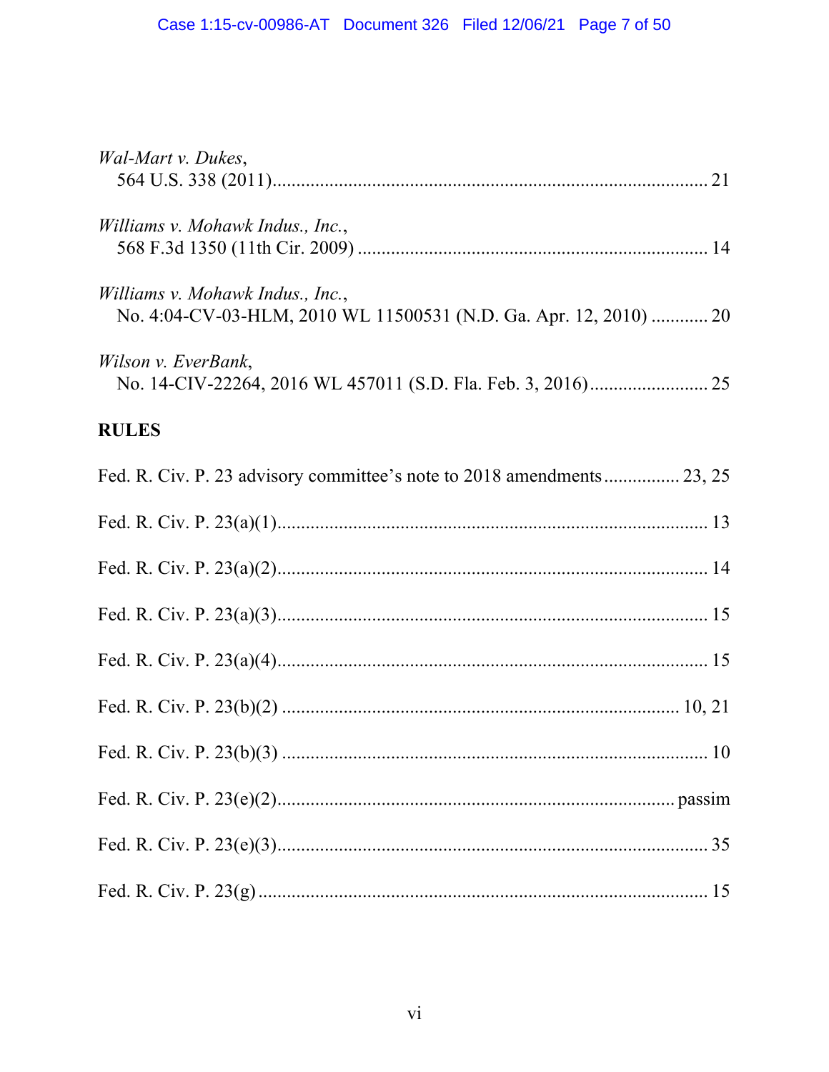*Wal-Mart v. Dukes*,
564 U.S. 338 (2011)........................................................................................... 21

*Williams v. Mohawk Indus., Inc.*,
568 F.3d 1350 (11th Cir. 2009) ......................................................................... 14

*Williams v. Mohawk Indus., Inc.*,
No. 4:04-CV-03-HLM, 2010 WL 11500531 (N.D. Ga. Apr. 12, 2010) ............ 20

*Wilson v. EverBank*,
No. 14-CIV-22264, 2016 WL 457011 (S.D. Fla. Feb. 3, 2016)......................... 25

**RULES**

Fed. R. Civ. P. 23 advisory committee's note to 2018 amendments................ 23, 25

Fed. R. Civ. P. 23(a)(1).......................................................................................... 13

Fed. R. Civ. P. 23(a)(2).......................................................................................... 14

Fed. R. Civ. P. 23(a)(3).......................................................................................... 15

Fed. R. Civ. P. 23(a)(4).......................................................................................... 15

Fed. R. Civ. P. 23(b)(2) .................................................................................. 10, 21

Fed. R. Civ. P. 23(b)(3) ......................................................................................... 10

Fed. R. Civ. P. 23(e)(2).............................................................................. passim

Fed. R. Civ. P. 23(e)(3).......................................................................................... 35

Fed. R. Civ. P. 23(g) .............................................................................................. 15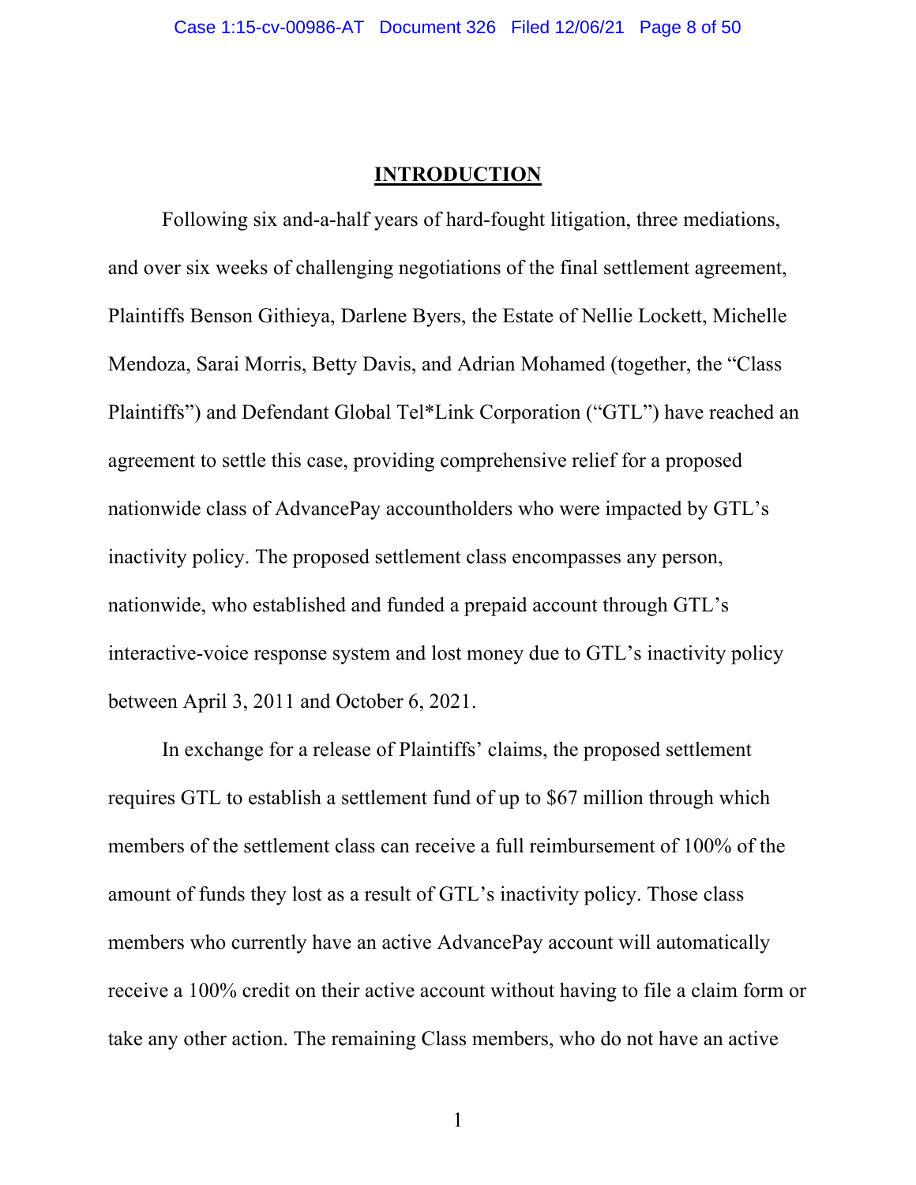# INTRODUCTION

Following six and-a-half years of hard-fought litigation, three mediations, and over six weeks of challenging negotiations of the final settlement agreement, Plaintiffs Benson Githieya, Darlene Byers, the Estate of Nellie Lockett, Michelle Mendoza, Sarai Morris, Betty Davis, and Adrian Mohamed (together, the "Class Plaintiffs") and Defendant Global Tel*Link Corporation ("GTL") have reached an agreement to settle this case, providing comprehensive relief for a proposed nationwide class of AdvancePay accountholders who were impacted by GTL's inactivity policy. The proposed settlement class encompasses any person, nationwide, who established and funded a prepaid account through GTL's interactive-voice response system and lost money due to GTL's inactivity policy between April 3, 2011 and October 6, 2021.

In exchange for a release of Plaintiffs' claims, the proposed settlement requires GTL to establish a settlement fund of up to $67 million through which members of the settlement class can receive a full reimbursement of 100% of the amount of funds they lost as a result of GTL's inactivity policy. Those class members who currently have an active AdvancePay account will automatically receive a 100% credit on their active account without having to file a claim form or take any other action. The remaining Class members, who do not have an active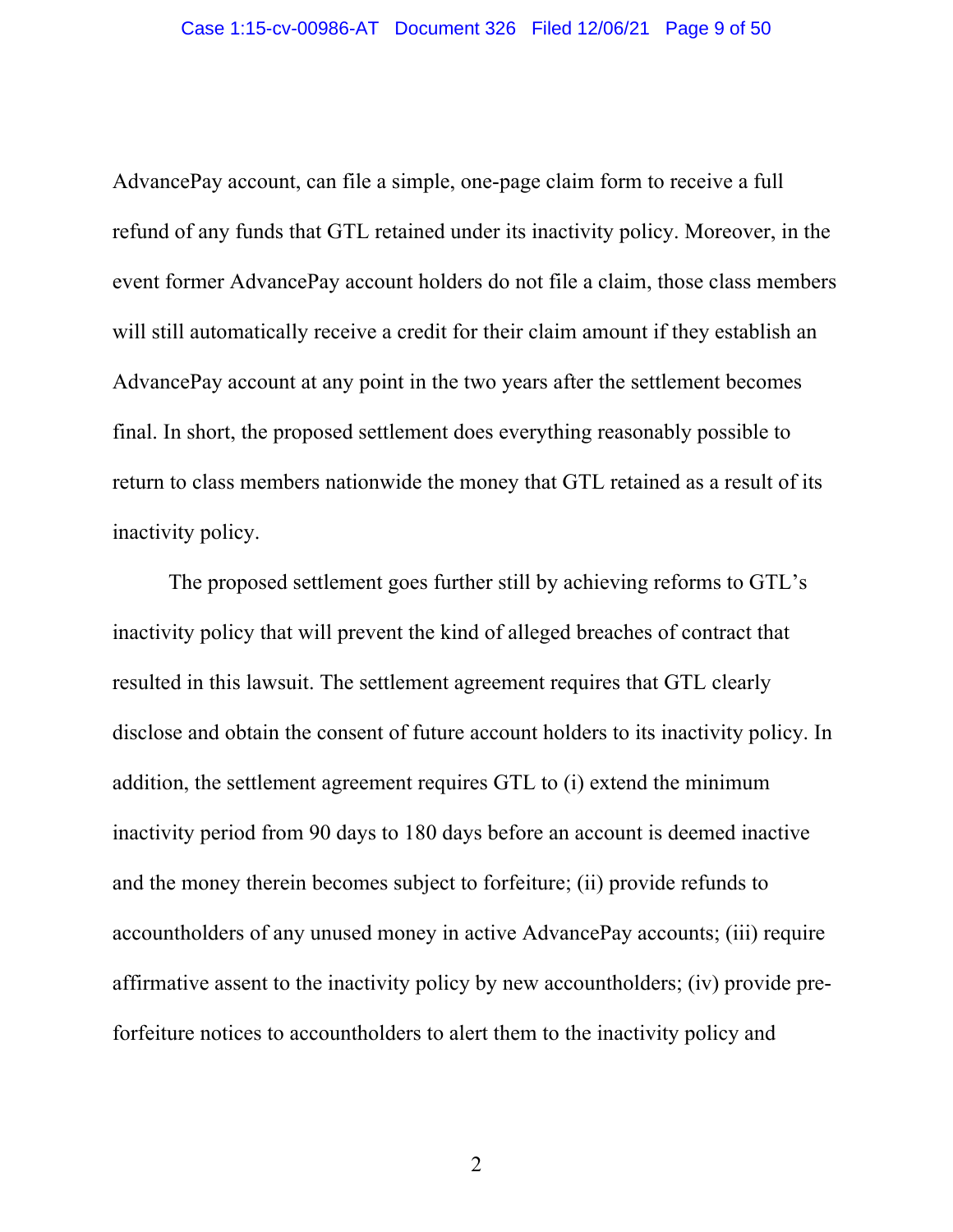AdvancePay account, can file a simple, one-page claim form to receive a full refund of any funds that GTL retained under its inactivity policy. Moreover, in the event former AdvancePay account holders do not file a claim, those class members will still automatically receive a credit for their claim amount if they establish an AdvancePay account at any point in the two years after the settlement becomes final. In short, the proposed settlement does everything reasonably possible to return to class members nationwide the money that GTL retained as a result of its inactivity policy.

The proposed settlement goes further still by achieving reforms to GTL's inactivity policy that will prevent the kind of alleged breaches of contract that resulted in this lawsuit. The settlement agreement requires that GTL clearly disclose and obtain the consent of future account holders to its inactivity policy. In addition, the settlement agreement requires GTL to (i) extend the minimum inactivity period from 90 days to 180 days before an account is deemed inactive and the money therein becomes subject to forfeiture; (ii) provide refunds to accountholders of any unused money in active AdvancePay accounts; (iii) require affirmative assent to the inactivity policy by new accountholders; (iv) provide pre-forfeiture notices to accountholders to alert them to the inactivity policy and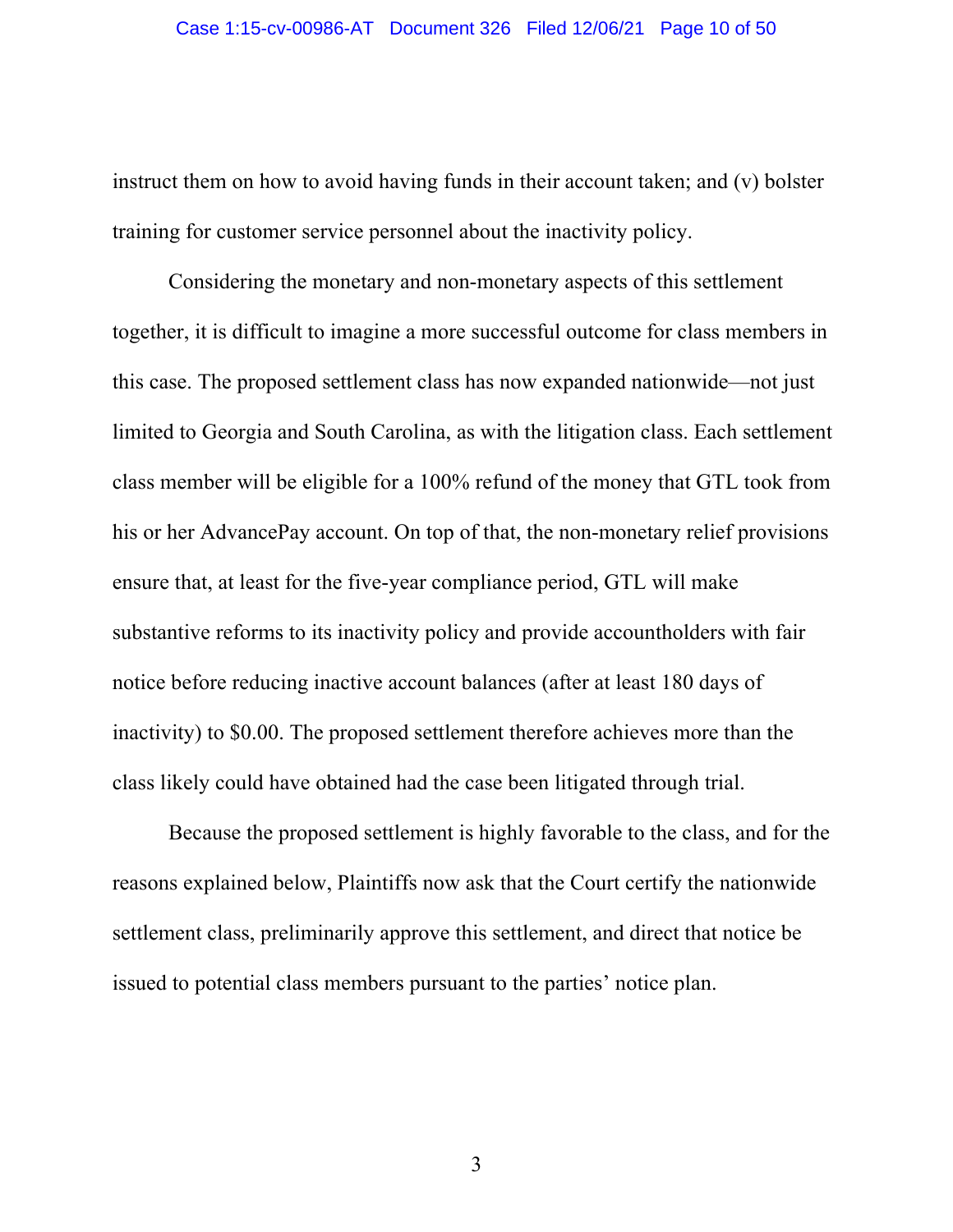instruct them on how to avoid having funds in their account taken; and (v) bolster training for customer service personnel about the inactivity policy.

Considering the monetary and non-monetary aspects of this settlement together, it is difficult to imagine a more successful outcome for class members in this case. The proposed settlement class has now expanded nationwide—not just limited to Georgia and South Carolina, as with the litigation class. Each settlement class member will be eligible for a 100% refund of the money that GTL took from his or her AdvancePay account. On top of that, the non-monetary relief provisions ensure that, at least for the five-year compliance period, GTL will make substantive reforms to its inactivity policy and provide accountholders with fair notice before reducing inactive account balances (after at least 180 days of inactivity) to $0.00. The proposed settlement therefore achieves more than the class likely could have obtained had the case been litigated through trial.

Because the proposed settlement is highly favorable to the class, and for the reasons explained below, Plaintiffs now ask that the Court certify the nationwide settlement class, preliminarily approve this settlement, and direct that notice be issued to potential class members pursuant to the parties' notice plan.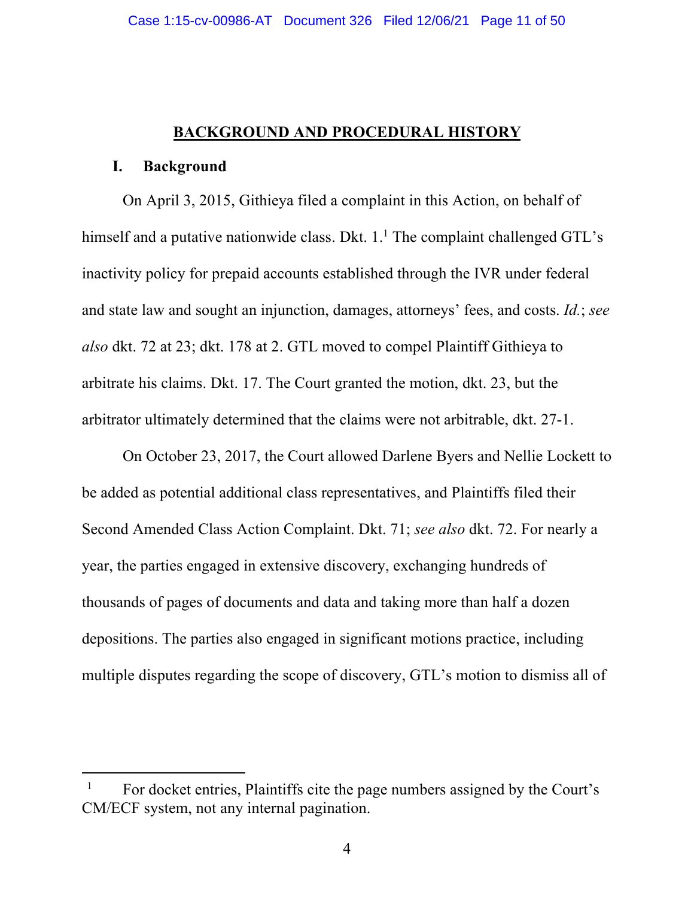## BACKGROUND AND PROCEDURAL HISTORY

### I. Background

On April 3, 2015, Githieya filed a complaint in this Action, on behalf of himself and a putative nationwide class. Dkt. 1.[1] The complaint challenged GTL's inactivity policy for prepaid accounts established through the IVR under federal and state law and sought an injunction, damages, attorneys' fees, and costs. *Id.*; *see also* dkt. 72 at 23; dkt. 178 at 2. GTL moved to compel Plaintiff Githieya to arbitrate his claims. Dkt. 17. The Court granted the motion, dkt. 23, but the arbitrator ultimately determined that the claims were not arbitrable, dkt. 27-1.

On October 23, 2017, the Court allowed Darlene Byers and Nellie Lockett to be added as potential additional class representatives, and Plaintiffs filed their Second Amended Class Action Complaint. Dkt. 71; *see also* dkt. 72. For nearly a year, the parties engaged in extensive discovery, exchanging hundreds of thousands of pages of documents and data and taking more than half a dozen depositions. The parties also engaged in significant motions practice, including multiple disputes regarding the scope of discovery, GTL's motion to dismiss all of

---

[1] For docket entries, Plaintiffs cite the page numbers assigned by the Court's CM/ECF system, not any internal pagination.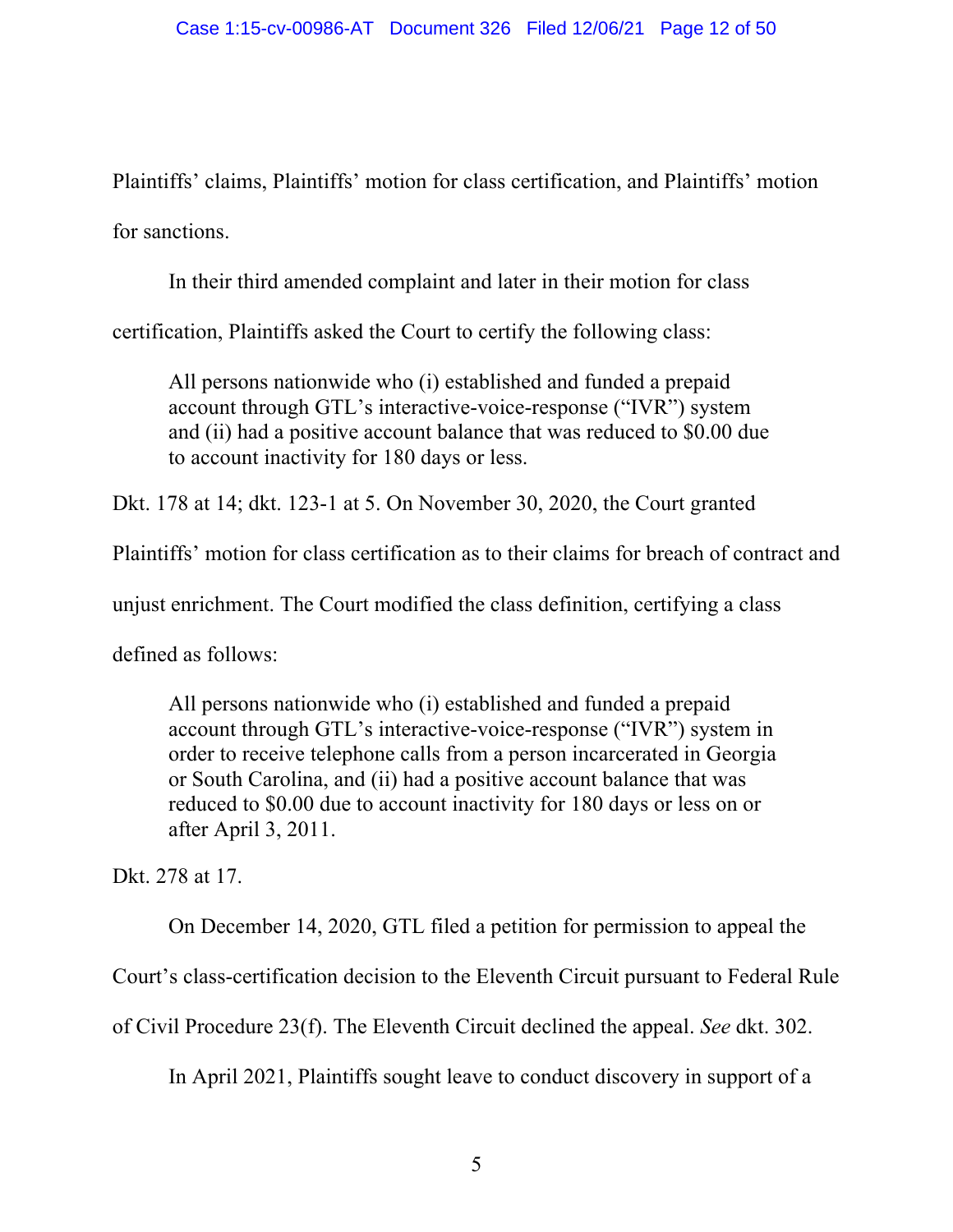Plaintiffs' claims, Plaintiffs' motion for class certification, and Plaintiffs' motion for sanctions.

In their third amended complaint and later in their motion for class certification, Plaintiffs asked the Court to certify the following class:

> All persons nationwide who (i) established and funded a prepaid account through GTL's interactive-voice-response ("IVR") system and (ii) had a positive account balance that was reduced to $0.00 due to account inactivity for 180 days or less.

Dkt. 178 at 14; dkt. 123-1 at 5. On November 30, 2020, the Court granted Plaintiffs' motion for class certification as to their claims for breach of contract and unjust enrichment. The Court modified the class definition, certifying a class defined as follows:

> All persons nationwide who (i) established and funded a prepaid account through GTL's interactive-voice-response ("IVR") system in order to receive telephone calls from a person incarcerated in Georgia or South Carolina, and (ii) had a positive account balance that was reduced to $0.00 due to account inactivity for 180 days or less on or after April 3, 2011.

Dkt. 278 at 17.

On December 14, 2020, GTL filed a petition for permission to appeal the Court's class-certification decision to the Eleventh Circuit pursuant to Federal Rule of Civil Procedure 23(f). The Eleventh Circuit declined the appeal. *See* dkt. 302.

In April 2021, Plaintiffs sought leave to conduct discovery in support of a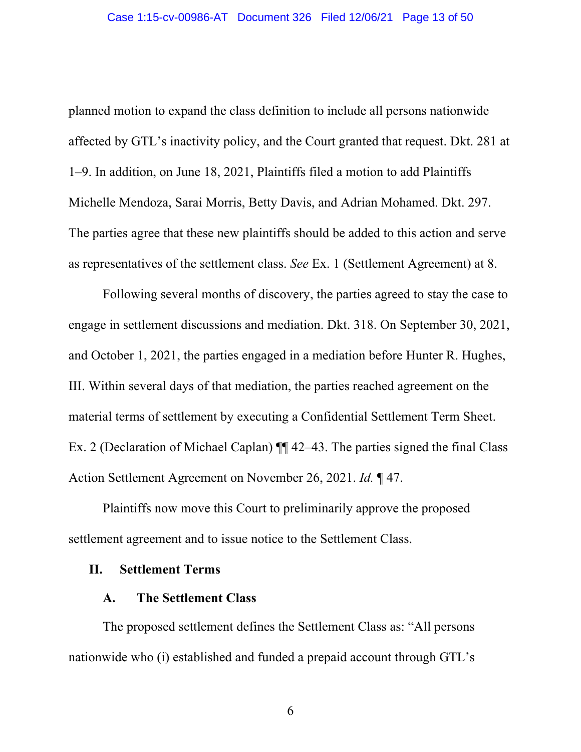planned motion to expand the class definition to include all persons nationwide affected by GTL's inactivity policy, and the Court granted that request. Dkt. 281 at 1–9. In addition, on June 18, 2021, Plaintiffs filed a motion to add Plaintiffs Michelle Mendoza, Sarai Morris, Betty Davis, and Adrian Mohamed. Dkt. 297. The parties agree that these new plaintiffs should be added to this action and serve as representatives of the settlement class. *See* Ex. 1 (Settlement Agreement) at 8.

Following several months of discovery, the parties agreed to stay the case to engage in settlement discussions and mediation. Dkt. 318. On September 30, 2021, and October 1, 2021, the parties engaged in a mediation before Hunter R. Hughes, III. Within several days of that mediation, the parties reached agreement on the material terms of settlement by executing a Confidential Settlement Term Sheet. Ex. 2 (Declaration of Michael Caplan) ¶¶ 42–43. The parties signed the final Class Action Settlement Agreement on November 26, 2021. *Id.* ¶ 47.

Plaintiffs now move this Court to preliminarily approve the proposed settlement agreement and to issue notice to the Settlement Class.

## II. Settlement Terms

### A. The Settlement Class

The proposed settlement defines the Settlement Class as: "All persons nationwide who (i) established and funded a prepaid account through GTL's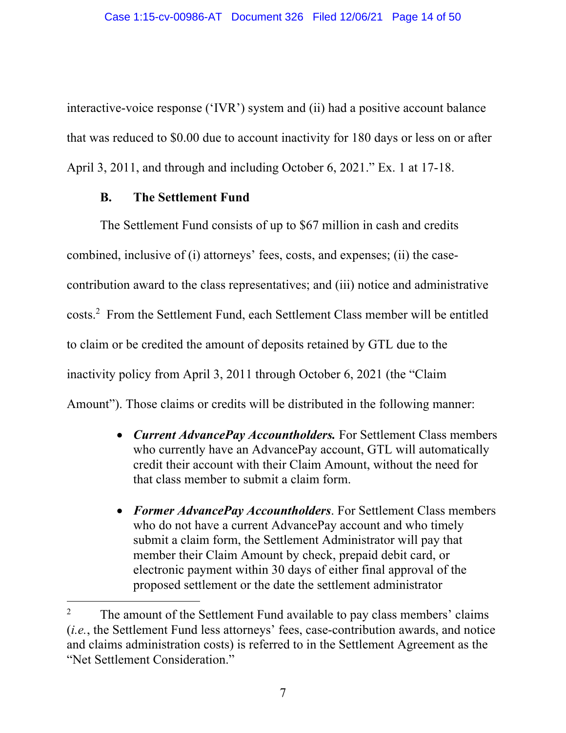interactive-voice response ('IVR') system and (ii) had a positive account balance that was reduced to $0.00 due to account inactivity for 180 days or less on or after April 3, 2011, and through and including October 6, 2021." Ex. 1 at 17-18.

### B. The Settlement Fund

The Settlement Fund consists of up to $67 million in cash and credits combined, inclusive of (i) attorneys' fees, costs, and expenses; (ii) the case-contribution award to the class representatives; and (iii) notice and administrative costs.[2] From the Settlement Fund, each Settlement Class member will be entitled to claim or be credited the amount of deposits retained by GTL due to the inactivity policy from April 3, 2011 through October 6, 2021 (the "Claim Amount"). Those claims or credits will be distributed in the following manner:

- ***Current AdvancePay Accountholders.*** For Settlement Class members who currently have an AdvancePay account, GTL will automatically credit their account with their Claim Amount, without the need for that class member to submit a claim form.

- ***Former AdvancePay Accountholders***. For Settlement Class members who do not have a current AdvancePay account and who timely submit a claim form, the Settlement Administrator will pay that member their Claim Amount by check, prepaid debit card, or electronic payment within 30 days of either final approval of the proposed settlement or the date the settlement administrator

---

[2] The amount of the Settlement Fund available to pay class members' claims (*i.e.*, the Settlement Fund less attorneys' fees, case-contribution awards, and notice and claims administration costs) is referred to in the Settlement Agreement as the "Net Settlement Consideration."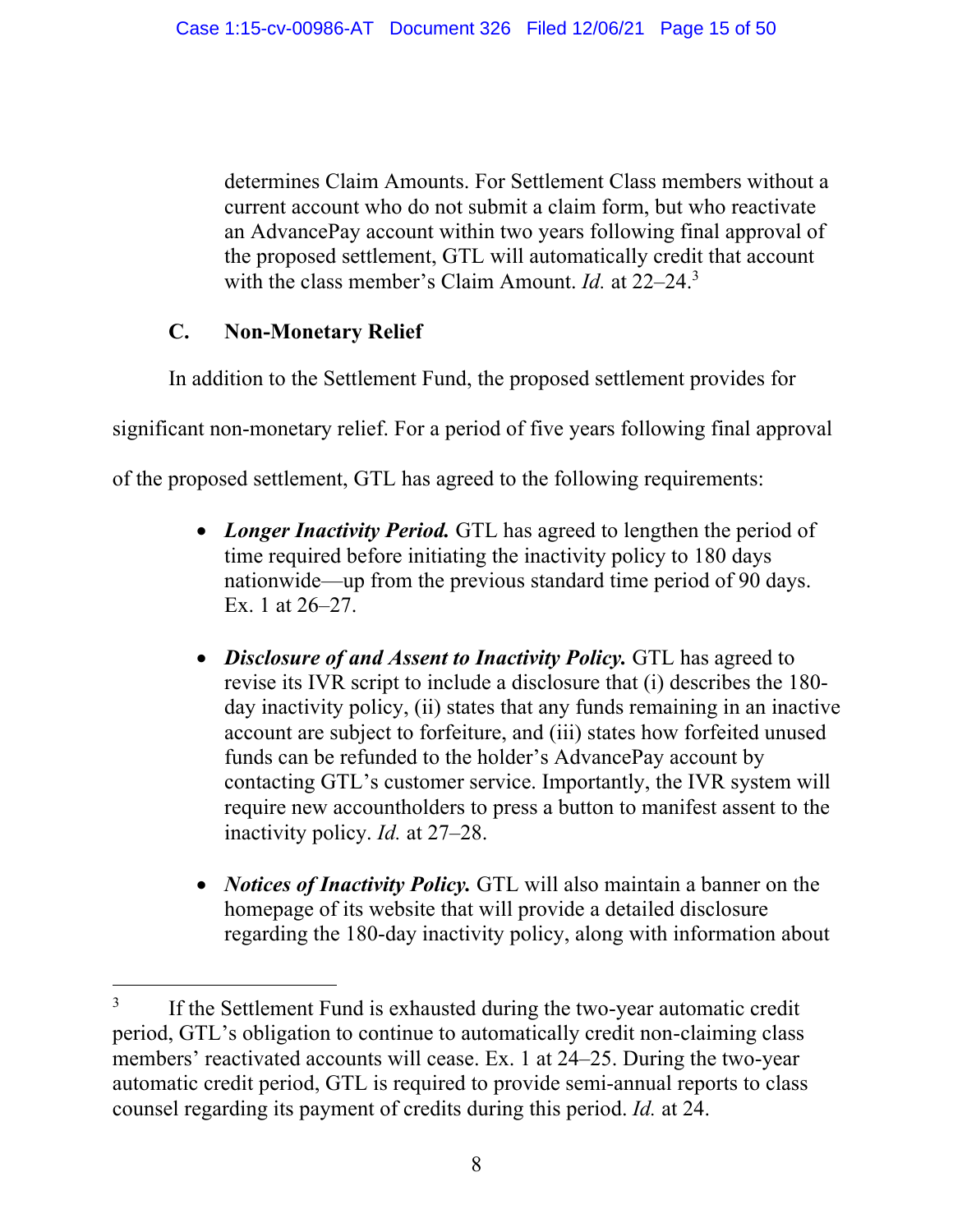determines Claim Amounts. For Settlement Class members without a current account who do not submit a claim form, but who reactivate an AdvancePay account within two years following final approval of the proposed settlement, GTL will automatically credit that account with the class member's Claim Amount. *Id.* at 22–24.[3]

### C. Non-Monetary Relief

In addition to the Settlement Fund, the proposed settlement provides for significant non-monetary relief. For a period of five years following final approval of the proposed settlement, GTL has agreed to the following requirements:

- ***Longer Inactivity Period.*** GTL has agreed to lengthen the period of time required before initiating the inactivity policy to 180 days nationwide—up from the previous standard time period of 90 days. Ex. 1 at 26–27.

- ***Disclosure of and Assent to Inactivity Policy.*** GTL has agreed to revise its IVR script to include a disclosure that (i) describes the 180-day inactivity policy, (ii) states that any funds remaining in an inactive account are subject to forfeiture, and (iii) states how forfeited unused funds can be refunded to the holder's AdvancePay account by contacting GTL's customer service. Importantly, the IVR system will require new accountholders to press a button to manifest assent to the inactivity policy. *Id.* at 27–28.

- ***Notices of Inactivity Policy.*** GTL will also maintain a banner on the homepage of its website that will provide a detailed disclosure regarding the 180-day inactivity policy, along with information about

---

[3] If the Settlement Fund is exhausted during the two-year automatic credit period, GTL's obligation to continue to automatically credit non-claiming class members' reactivated accounts will cease. Ex. 1 at 24–25. During the two-year automatic credit period, GTL is required to provide semi-annual reports to class counsel regarding its payment of credits during this period. *Id.* at 24.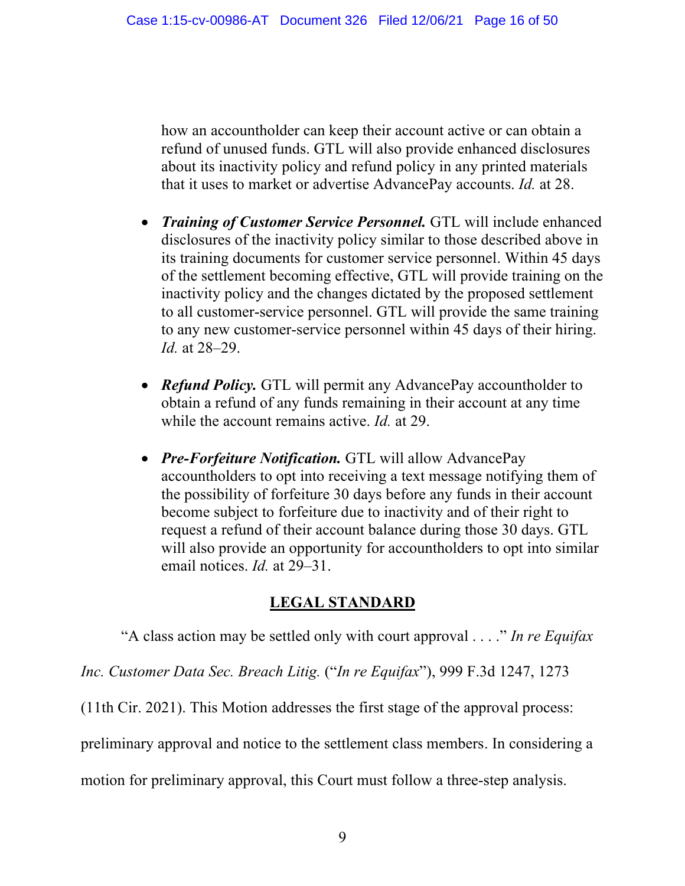how an accountholder can keep their account active or can obtain a refund of unused funds. GTL will also provide enhanced disclosures about its inactivity policy and refund policy in any printed materials that it uses to market or advertise AdvancePay accounts. *Id.* at 28.

- ***Training of Customer Service Personnel.*** GTL will include enhanced disclosures of the inactivity policy similar to those described above in its training documents for customer service personnel. Within 45 days of the settlement becoming effective, GTL will provide training on the inactivity policy and the changes dictated by the proposed settlement to all customer-service personnel. GTL will provide the same training to any new customer-service personnel within 45 days of their hiring. *Id.* at 28–29.

- ***Refund Policy.*** GTL will permit any AdvancePay accountholder to obtain a refund of any funds remaining in their account at any time while the account remains active. *Id.* at 29.

- ***Pre-Forfeiture Notification.*** GTL will allow AdvancePay accountholders to opt into receiving a text message notifying them of the possibility of forfeiture 30 days before any funds in their account become subject to forfeiture due to inactivity and of their right to request a refund of their account balance during those 30 days. GTL will also provide an opportunity for accountholders to opt into similar email notices. *Id.* at 29–31.

## LEGAL STANDARD

"A class action may be settled only with court approval . . . ." *In re Equifax Inc. Customer Data Sec. Breach Litig.* ("*In re Equifax*"), 999 F.3d 1247, 1273 (11th Cir. 2021). This Motion addresses the first stage of the approval process: preliminary approval and notice to the settlement class members. In considering a motion for preliminary approval, this Court must follow a three-step analysis.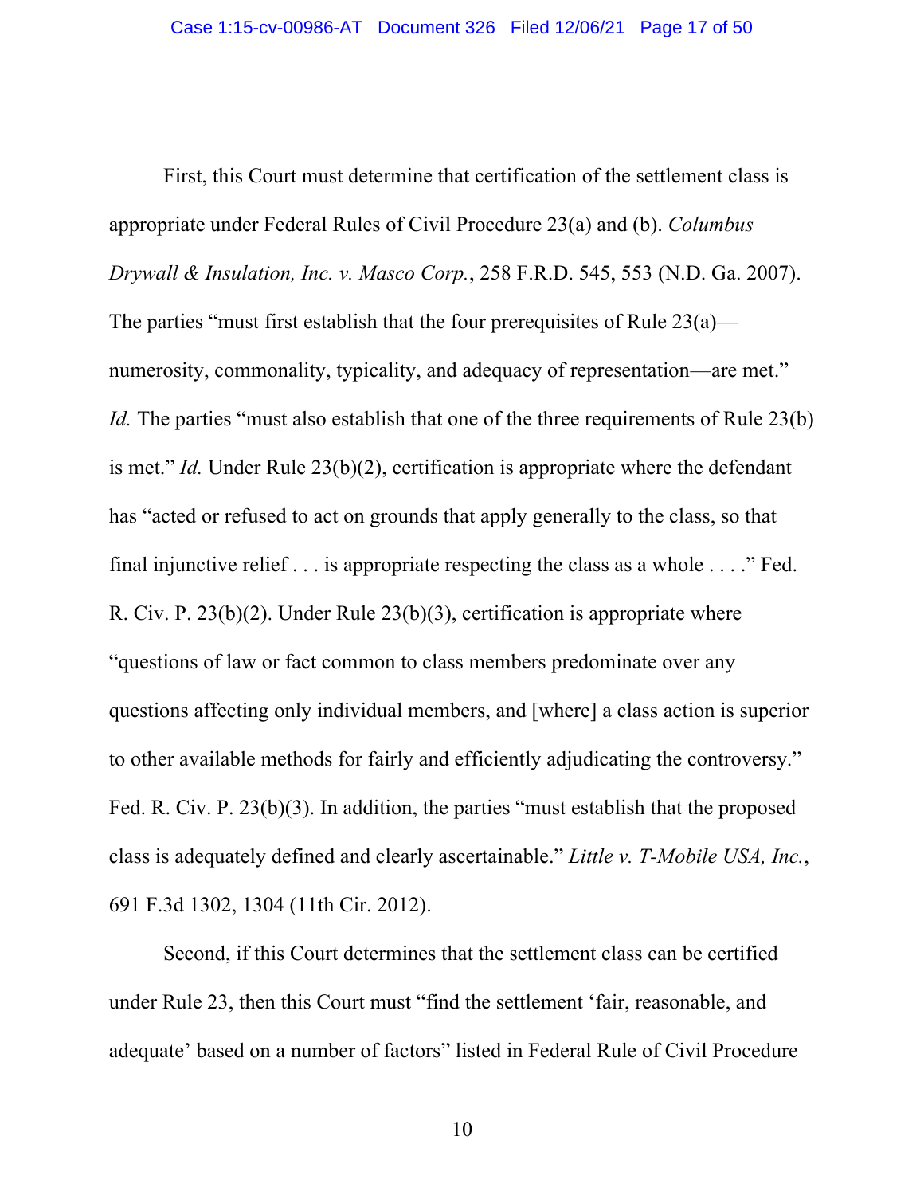First, this Court must determine that certification of the settlement class is appropriate under Federal Rules of Civil Procedure 23(a) and (b). *Columbus Drywall & Insulation, Inc. v. Masco Corp.*, 258 F.R.D. 545, 553 (N.D. Ga. 2007). The parties "must first establish that the four prerequisites of Rule 23(a)—numerosity, commonality, typicality, and adequacy of representation—are met." *Id.* The parties "must also establish that one of the three requirements of Rule 23(b) is met." *Id.* Under Rule 23(b)(2), certification is appropriate where the defendant has "acted or refused to act on grounds that apply generally to the class, so that final injunctive relief . . . is appropriate respecting the class as a whole . . . ." Fed. R. Civ. P. 23(b)(2). Under Rule 23(b)(3), certification is appropriate where "questions of law or fact common to class members predominate over any questions affecting only individual members, and [where] a class action is superior to other available methods for fairly and efficiently adjudicating the controversy." Fed. R. Civ. P. 23(b)(3). In addition, the parties "must establish that the proposed class is adequately defined and clearly ascertainable." *Little v. T-Mobile USA, Inc.*, 691 F.3d 1302, 1304 (11th Cir. 2012).

Second, if this Court determines that the settlement class can be certified under Rule 23, then this Court must "find the settlement 'fair, reasonable, and adequate' based on a number of factors" listed in Federal Rule of Civil Procedure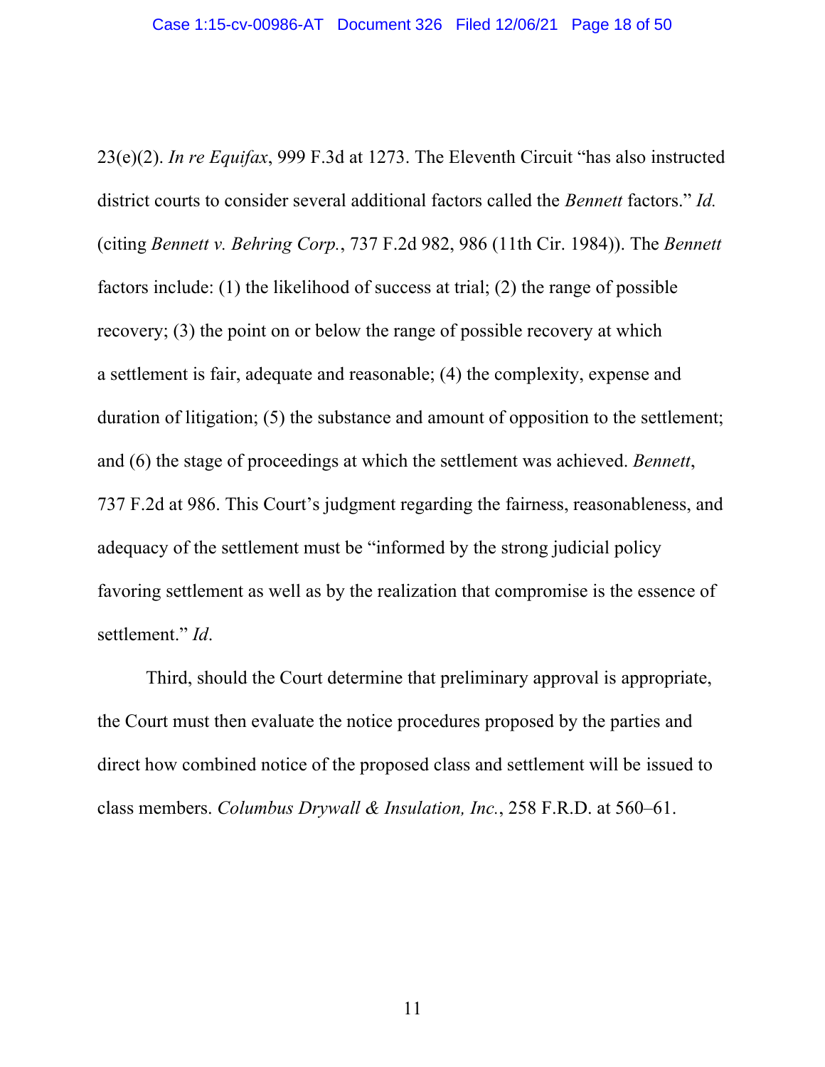23(e)(2). *In re Equifax*, 999 F.3d at 1273. The Eleventh Circuit "has also instructed district courts to consider several additional factors called the *Bennett* factors." *Id.* (citing *Bennett v. Behring Corp.*, 737 F.2d 982, 986 (11th Cir. 1984)). The *Bennett* factors include: (1) the likelihood of success at trial; (2) the range of possible recovery; (3) the point on or below the range of possible recovery at which a settlement is fair, adequate and reasonable; (4) the complexity, expense and duration of litigation; (5) the substance and amount of opposition to the settlement; and (6) the stage of proceedings at which the settlement was achieved. *Bennett*, 737 F.2d at 986. This Court's judgment regarding the fairness, reasonableness, and adequacy of the settlement must be "informed by the strong judicial policy favoring settlement as well as by the realization that compromise is the essence of settlement." *Id*.

Third, should the Court determine that preliminary approval is appropriate, the Court must then evaluate the notice procedures proposed by the parties and direct how combined notice of the proposed class and settlement will be issued to class members. *Columbus Drywall & Insulation, Inc.*, 258 F.R.D. at 560–61.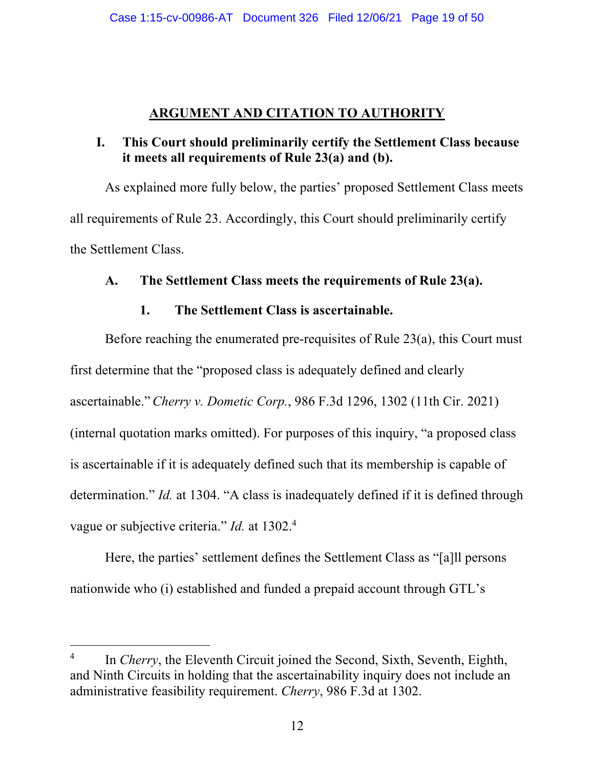## ARGUMENT AND CITATION TO AUTHORITY

### I. This Court should preliminarily certify the Settlement Class because it meets all requirements of Rule 23(a) and (b).

As explained more fully below, the parties' proposed Settlement Class meets all requirements of Rule 23. Accordingly, this Court should preliminarily certify the Settlement Class.

#### A. The Settlement Class meets the requirements of Rule 23(a).

##### 1. The Settlement Class is ascertainable.

Before reaching the enumerated pre-requisites of Rule 23(a), this Court must first determine that the "proposed class is adequately defined and clearly ascertainable." *Cherry v. Dometic Corp.*, 986 F.3d 1296, 1302 (11th Cir. 2021) (internal quotation marks omitted). For purposes of this inquiry, "a proposed class is ascertainable if it is adequately defined such that its membership is capable of determination." *Id.* at 1304. "A class is inadequately defined if it is defined through vague or subjective criteria." *Id.* at 1302.[4]

Here, the parties' settlement defines the Settlement Class as "[a]ll persons nationwide who (i) established and funded a prepaid account through GTL's

---

[4] In *Cherry*, the Eleventh Circuit joined the Second, Sixth, Seventh, Eighth, and Ninth Circuits in holding that the ascertainability inquiry does not include an administrative feasibility requirement. *Cherry*, 986 F.3d at 1302.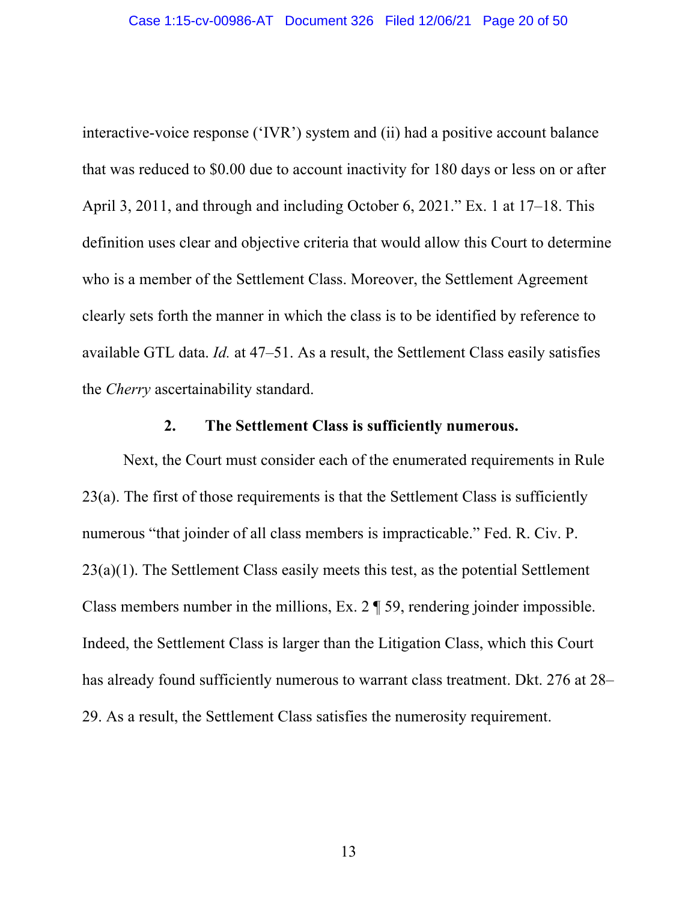interactive-voice response ('IVR') system and (ii) had a positive account balance that was reduced to $0.00 due to account inactivity for 180 days or less on or after April 3, 2011, and through and including October 6, 2021." Ex. 1 at 17–18. This definition uses clear and objective criteria that would allow this Court to determine who is a member of the Settlement Class. Moreover, the Settlement Agreement clearly sets forth the manner in which the class is to be identified by reference to available GTL data. *Id.* at 47–51. As a result, the Settlement Class easily satisfies the *Cherry* ascertainability standard.

### 2. The Settlement Class is sufficiently numerous.

Next, the Court must consider each of the enumerated requirements in Rule 23(a). The first of those requirements is that the Settlement Class is sufficiently numerous "that joinder of all class members is impracticable." Fed. R. Civ. P. 23(a)(1). The Settlement Class easily meets this test, as the potential Settlement Class members number in the millions, Ex. 2 ¶ 59, rendering joinder impossible. Indeed, the Settlement Class is larger than the Litigation Class, which this Court has already found sufficiently numerous to warrant class treatment. Dkt. 276 at 28–29. As a result, the Settlement Class satisfies the numerosity requirement.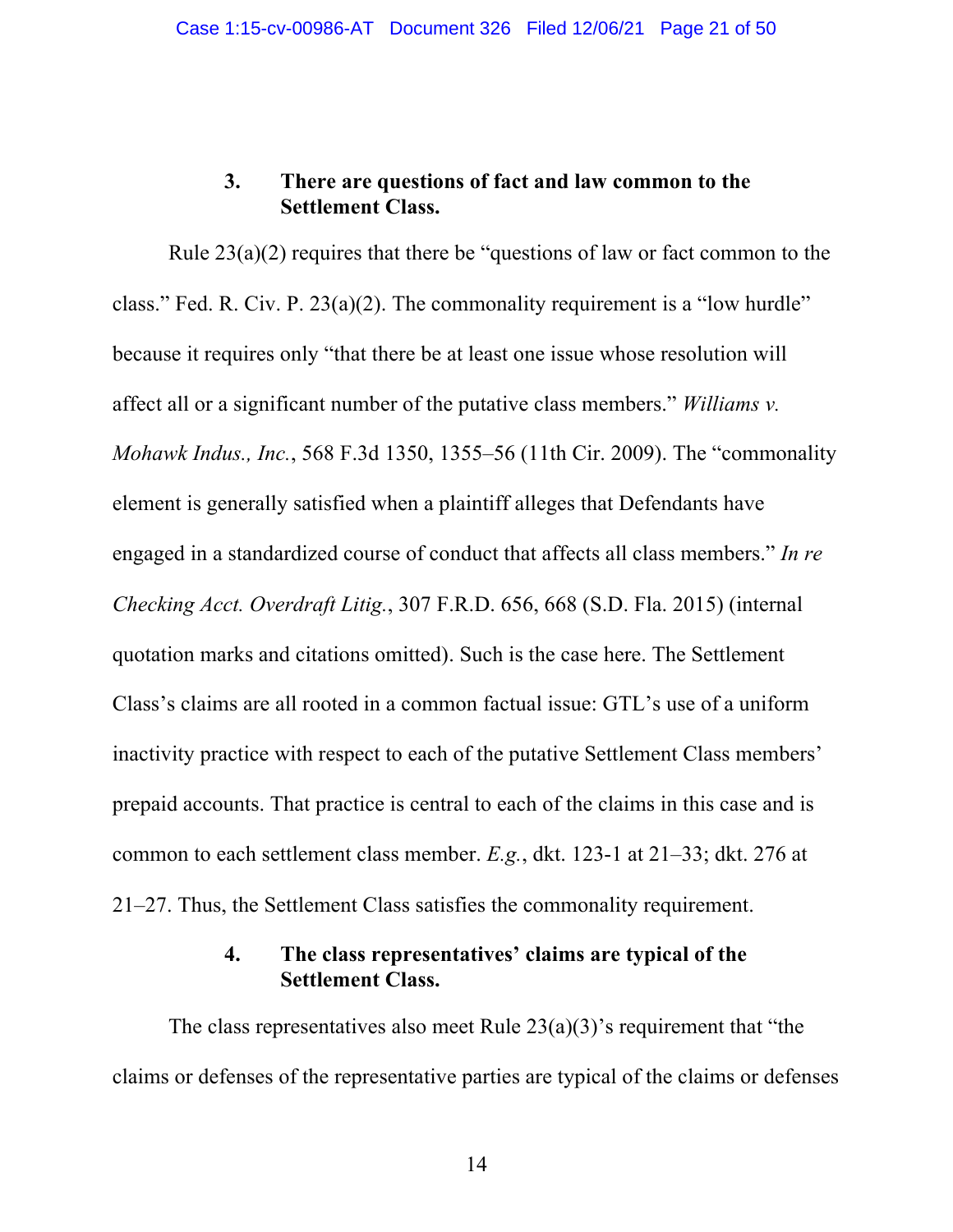### 3. There are questions of fact and law common to the Settlement Class.

Rule 23(a)(2) requires that there be "questions of law or fact common to the class." Fed. R. Civ. P. 23(a)(2). The commonality requirement is a "low hurdle" because it requires only "that there be at least one issue whose resolution will affect all or a significant number of the putative class members." *Williams v. Mohawk Indus., Inc.*, 568 F.3d 1350, 1355–56 (11th Cir. 2009). The "commonality element is generally satisfied when a plaintiff alleges that Defendants have engaged in a standardized course of conduct that affects all class members." *In re Checking Acct. Overdraft Litig.*, 307 F.R.D. 656, 668 (S.D. Fla. 2015) (internal quotation marks and citations omitted). Such is the case here. The Settlement Class's claims are all rooted in a common factual issue: GTL's use of a uniform inactivity practice with respect to each of the putative Settlement Class members' prepaid accounts. That practice is central to each of the claims in this case and is common to each settlement class member. *E.g.*, dkt. 123-1 at 21–33; dkt. 276 at 21–27. Thus, the Settlement Class satisfies the commonality requirement.

### 4. The class representatives' claims are typical of the Settlement Class.

The class representatives also meet Rule 23(a)(3)'s requirement that "the claims or defenses of the representative parties are typical of the claims or defenses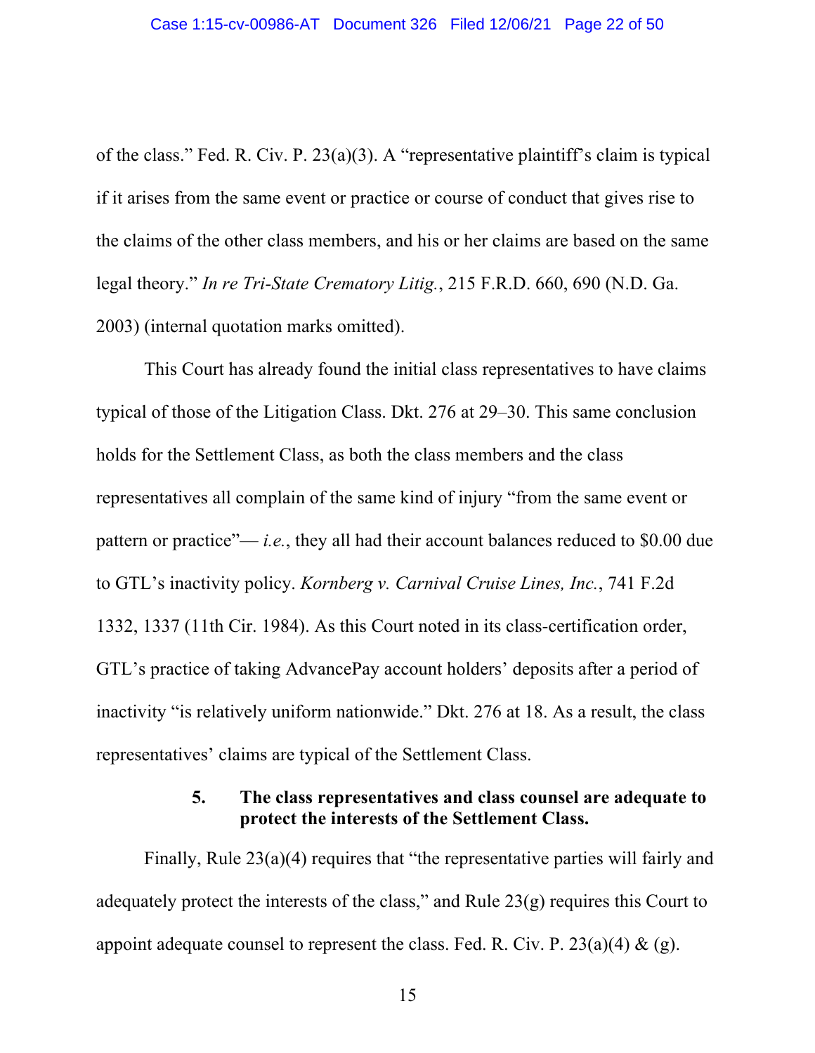of the class." Fed. R. Civ. P. 23(a)(3). A "representative plaintiff's claim is typical if it arises from the same event or practice or course of conduct that gives rise to the claims of the other class members, and his or her claims are based on the same legal theory." *In re Tri-State Crematory Litig.*, 215 F.R.D. 660, 690 (N.D. Ga. 2003) (internal quotation marks omitted).

This Court has already found the initial class representatives to have claims typical of those of the Litigation Class. Dkt. 276 at 29–30. This same conclusion holds for the Settlement Class, as both the class members and the class representatives all complain of the same kind of injury "from the same event or pattern or practice"— *i.e.*, they all had their account balances reduced to $0.00 due to GTL's inactivity policy. *Kornberg v. Carnival Cruise Lines, Inc.*, 741 F.2d 1332, 1337 (11th Cir. 1984). As this Court noted in its class-certification order, GTL's practice of taking AdvancePay account holders' deposits after a period of inactivity "is relatively uniform nationwide." Dkt. 276 at 18. As a result, the class representatives' claims are typical of the Settlement Class.

#### 5. The class representatives and class counsel are adequate to protect the interests of the Settlement Class.

Finally, Rule 23(a)(4) requires that "the representative parties will fairly and adequately protect the interests of the class," and Rule 23(g) requires this Court to appoint adequate counsel to represent the class. Fed. R. Civ. P. 23(a)(4) & (g).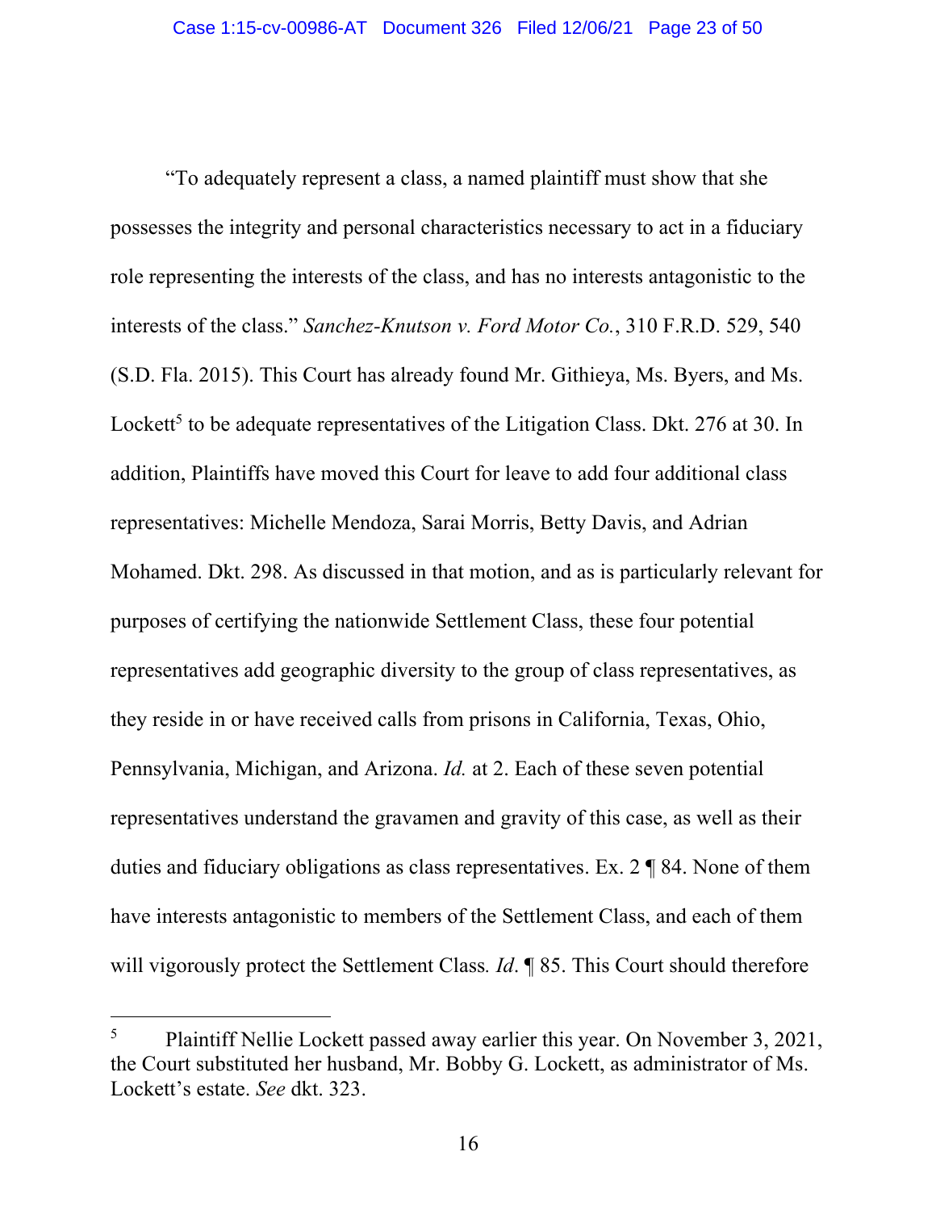"To adequately represent a class, a named plaintiff must show that she possesses the integrity and personal characteristics necessary to act in a fiduciary role representing the interests of the class, and has no interests antagonistic to the interests of the class." *Sanchez-Knutson v. Ford Motor Co.*, 310 F.R.D. 529, 540 (S.D. Fla. 2015). This Court has already found Mr. Githieya, Ms. Byers, and Ms. Lockett[5] to be adequate representatives of the Litigation Class. Dkt. 276 at 30. In addition, Plaintiffs have moved this Court for leave to add four additional class representatives: Michelle Mendoza, Sarai Morris, Betty Davis, and Adrian Mohamed. Dkt. 298. As discussed in that motion, and as is particularly relevant for purposes of certifying the nationwide Settlement Class, these four potential representatives add geographic diversity to the group of class representatives, as they reside in or have received calls from prisons in California, Texas, Ohio, Pennsylvania, Michigan, and Arizona. *Id.* at 2. Each of these seven potential representatives understand the gravamen and gravity of this case, as well as their duties and fiduciary obligations as class representatives. Ex. 2 ¶ 84. None of them have interests antagonistic to members of the Settlement Class, and each of them will vigorously protect the Settlement Class. *Id*. ¶ 85. This Court should therefore

[5] Plaintiff Nellie Lockett passed away earlier this year. On November 3, 2021, the Court substituted her husband, Mr. Bobby G. Lockett, as administrator of Ms. Lockett's estate. *See* dkt. 323.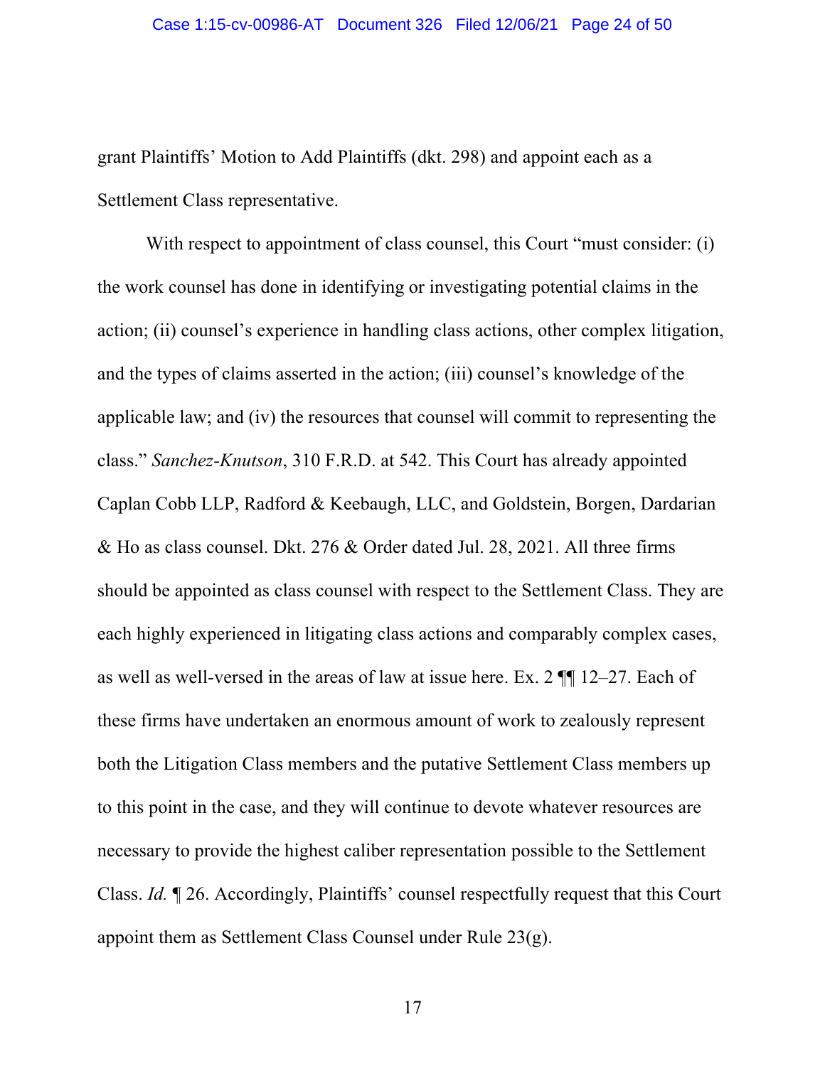grant Plaintiffs' Motion to Add Plaintiffs (dkt. 298) and appoint each as a Settlement Class representative.

With respect to appointment of class counsel, this Court "must consider: (i) the work counsel has done in identifying or investigating potential claims in the action; (ii) counsel's experience in handling class actions, other complex litigation, and the types of claims asserted in the action; (iii) counsel's knowledge of the applicable law; and (iv) the resources that counsel will commit to representing the class." *Sanchez-Knutson*, 310 F.R.D. at 542. This Court has already appointed Caplan Cobb LLP, Radford & Keebaugh, LLC, and Goldstein, Borgen, Dardarian & Ho as class counsel. Dkt. 276 & Order dated Jul. 28, 2021. All three firms should be appointed as class counsel with respect to the Settlement Class. They are each highly experienced in litigating class actions and comparably complex cases, as well as well-versed in the areas of law at issue here. Ex. 2 ¶¶ 12–27. Each of these firms have undertaken an enormous amount of work to zealously represent both the Litigation Class members and the putative Settlement Class members up to this point in the case, and they will continue to devote whatever resources are necessary to provide the highest caliber representation possible to the Settlement Class. *Id.* ¶ 26. Accordingly, Plaintiffs' counsel respectfully request that this Court appoint them as Settlement Class Counsel under Rule 23(g).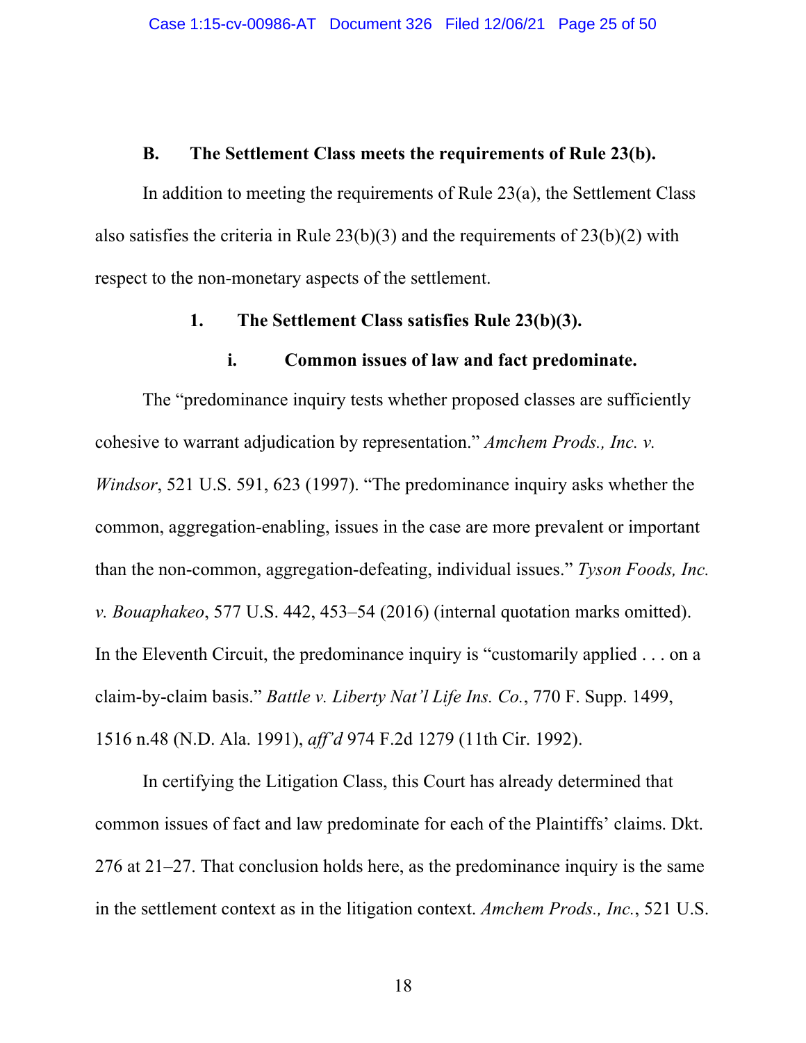### B. The Settlement Class meets the requirements of Rule 23(b).

In addition to meeting the requirements of Rule 23(a), the Settlement Class also satisfies the criteria in Rule 23(b)(3) and the requirements of 23(b)(2) with respect to the non-monetary aspects of the settlement.

#### 1. The Settlement Class satisfies Rule 23(b)(3).

##### i. Common issues of law and fact predominate.

The "predominance inquiry tests whether proposed classes are sufficiently cohesive to warrant adjudication by representation." *Amchem Prods., Inc. v. Windsor*, 521 U.S. 591, 623 (1997). "The predominance inquiry asks whether the common, aggregation-enabling, issues in the case are more prevalent or important than the non-common, aggregation-defeating, individual issues." *Tyson Foods, Inc. v. Bouaphakeo*, 577 U.S. 442, 453–54 (2016) (internal quotation marks omitted). In the Eleventh Circuit, the predominance inquiry is "customarily applied . . . on a claim-by-claim basis." *Battle v. Liberty Nat'l Life Ins. Co.*, 770 F. Supp. 1499, 1516 n.48 (N.D. Ala. 1991), *aff'd* 974 F.2d 1279 (11th Cir. 1992).

In certifying the Litigation Class, this Court has already determined that common issues of fact and law predominate for each of the Plaintiffs' claims. Dkt. 276 at 21–27. That conclusion holds here, as the predominance inquiry is the same in the settlement context as in the litigation context. *Amchem Prods., Inc.*, 521 U.S.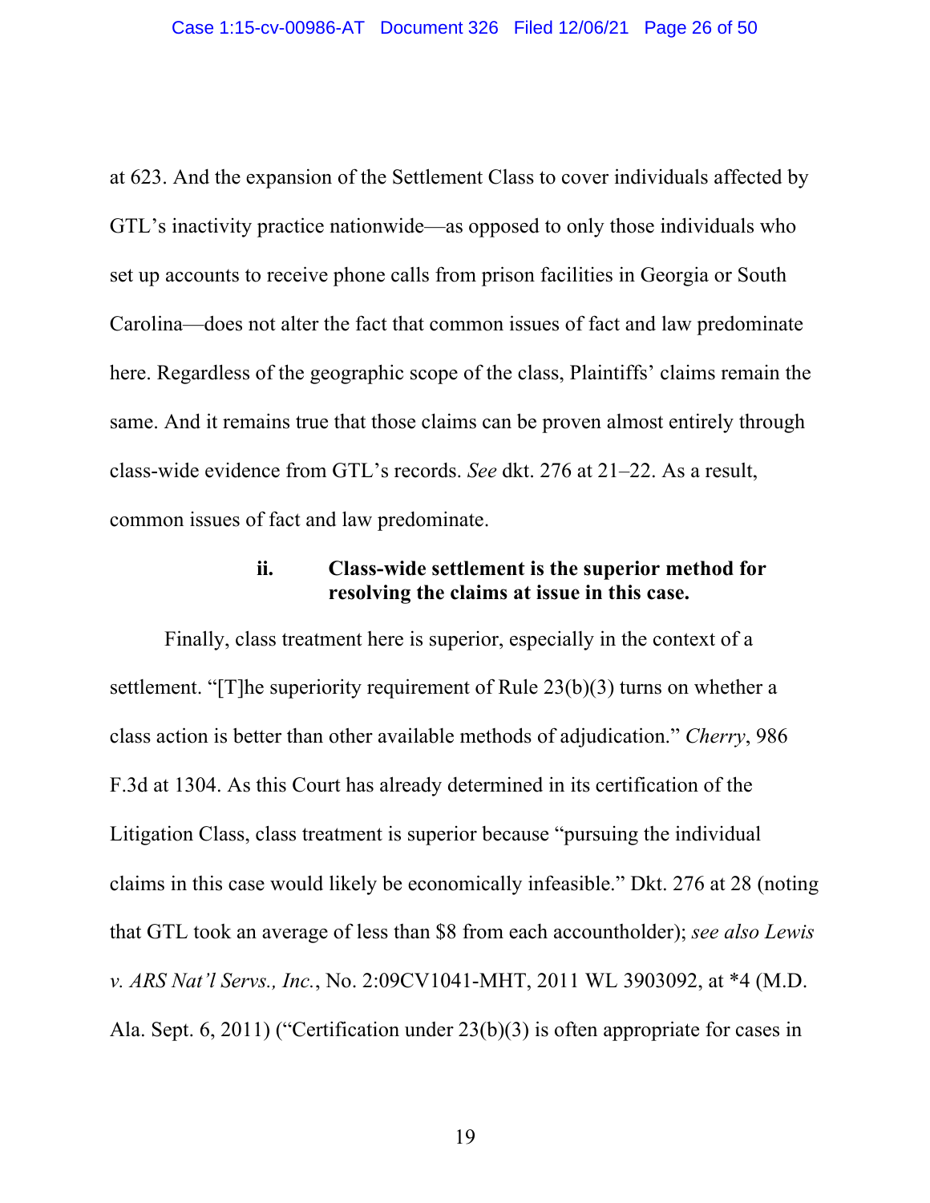at 623. And the expansion of the Settlement Class to cover individuals affected by GTL's inactivity practice nationwide—as opposed to only those individuals who set up accounts to receive phone calls from prison facilities in Georgia or South Carolina—does not alter the fact that common issues of fact and law predominate here. Regardless of the geographic scope of the class, Plaintiffs' claims remain the same. And it remains true that those claims can be proven almost entirely through class-wide evidence from GTL's records. *See* dkt. 276 at 21–22. As a result, common issues of fact and law predominate.

#### ii. Class-wide settlement is the superior method for resolving the claims at issue in this case.

Finally, class treatment here is superior, especially in the context of a settlement. "[T]he superiority requirement of Rule 23(b)(3) turns on whether a class action is better than other available methods of adjudication." *Cherry*, 986 F.3d at 1304. As this Court has already determined in its certification of the Litigation Class, class treatment is superior because "pursuing the individual claims in this case would likely be economically infeasible." Dkt. 276 at 28 (noting that GTL took an average of less than $8 from each accountholder); *see also Lewis v. ARS Nat'l Servs., Inc.*, No. 2:09CV1041-MHT, 2011 WL 3903092, at *4 (M.D. Ala. Sept. 6, 2011) ("Certification under 23(b)(3) is often appropriate for cases in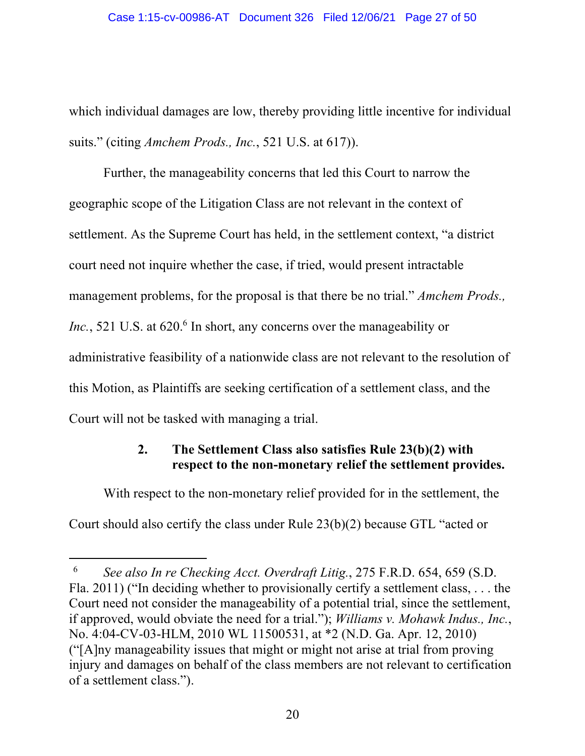which individual damages are low, thereby providing little incentive for individual suits." (citing *Amchem Prods., Inc.*, 521 U.S. at 617)).

Further, the manageability concerns that led this Court to narrow the geographic scope of the Litigation Class are not relevant in the context of settlement. As the Supreme Court has held, in the settlement context, "a district court need not inquire whether the case, if tried, would present intractable management problems, for the proposal is that there be no trial." *Amchem Prods., Inc.*, 521 U.S. at 620.[6] In short, any concerns over the manageability or administrative feasibility of a nationwide class are not relevant to the resolution of this Motion, as Plaintiffs are seeking certification of a settlement class, and the Court will not be tasked with managing a trial.

**2. The Settlement Class also satisfies Rule 23(b)(2) with respect to the non-monetary relief the settlement provides.**

With respect to the non-monetary relief provided for in the settlement, the Court should also certify the class under Rule 23(b)(2) because GTL "acted or

---

[6] *See also In re Checking Acct. Overdraft Litig.*, 275 F.R.D. 654, 659 (S.D. Fla. 2011) ("In deciding whether to provisionally certify a settlement class, . . . the Court need not consider the manageability of a potential trial, since the settlement, if approved, would obviate the need for a trial."); *Williams v. Mohawk Indus., Inc.*, No. 4:04-CV-03-HLM, 2010 WL 11500531, at *2 (N.D. Ga. Apr. 12, 2010) ("[A]ny manageability issues that might or might not arise at trial from proving injury and damages on behalf of the class members are not relevant to certification of a settlement class.").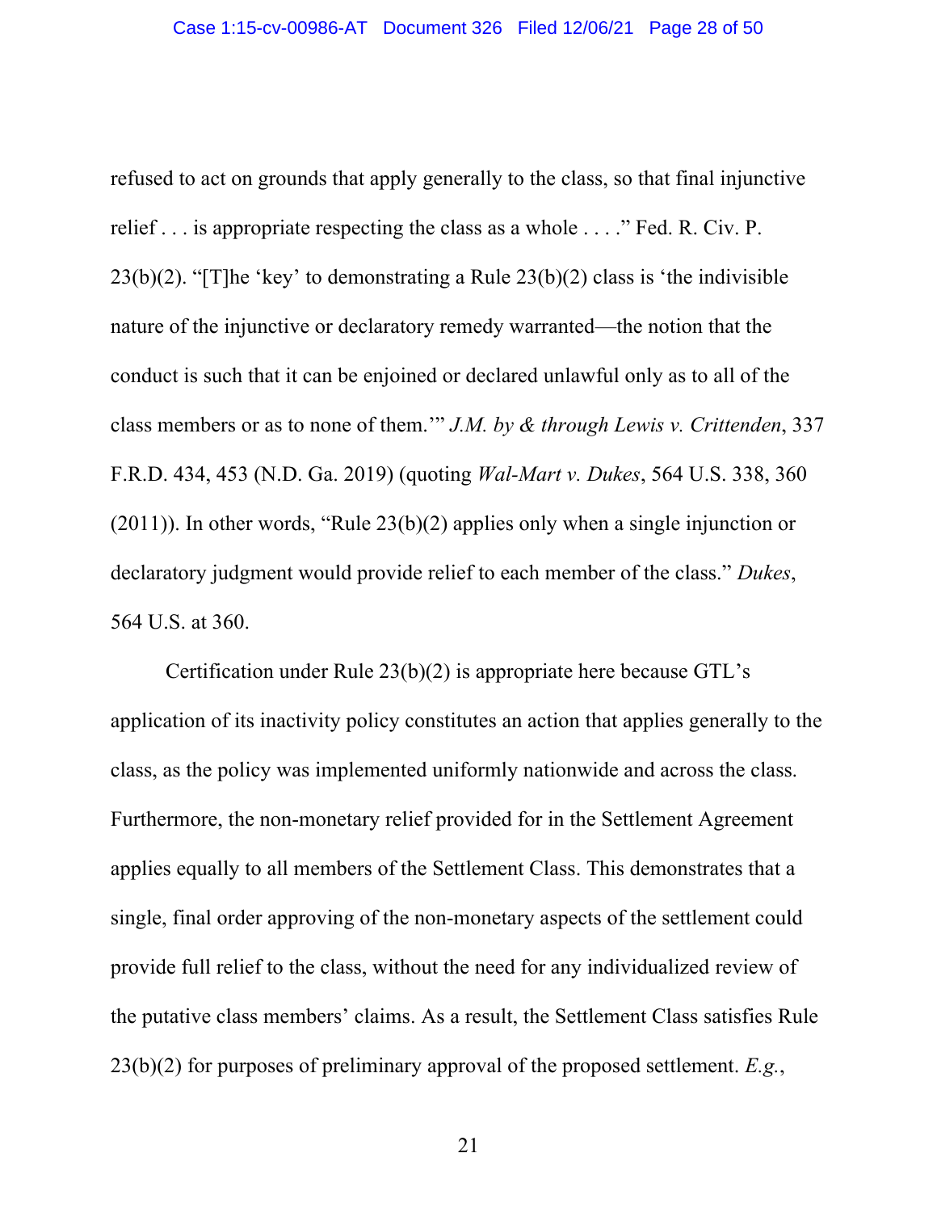refused to act on grounds that apply generally to the class, so that final injunctive relief . . . is appropriate respecting the class as a whole . . . ." Fed. R. Civ. P. 23(b)(2). "[T]he 'key' to demonstrating a Rule 23(b)(2) class is 'the indivisible nature of the injunctive or declaratory remedy warranted—the notion that the conduct is such that it can be enjoined or declared unlawful only as to all of the class members or as to none of them.'" *J.M. by & through Lewis v. Crittenden*, 337 F.R.D. 434, 453 (N.D. Ga. 2019) (quoting *Wal-Mart v. Dukes*, 564 U.S. 338, 360 (2011)). In other words, "Rule 23(b)(2) applies only when a single injunction or declaratory judgment would provide relief to each member of the class." *Dukes*, 564 U.S. at 360.

Certification under Rule 23(b)(2) is appropriate here because GTL's application of its inactivity policy constitutes an action that applies generally to the class, as the policy was implemented uniformly nationwide and across the class. Furthermore, the non-monetary relief provided for in the Settlement Agreement applies equally to all members of the Settlement Class. This demonstrates that a single, final order approving of the non-monetary aspects of the settlement could provide full relief to the class, without the need for any individualized review of the putative class members' claims. As a result, the Settlement Class satisfies Rule 23(b)(2) for purposes of preliminary approval of the proposed settlement. *E.g.*,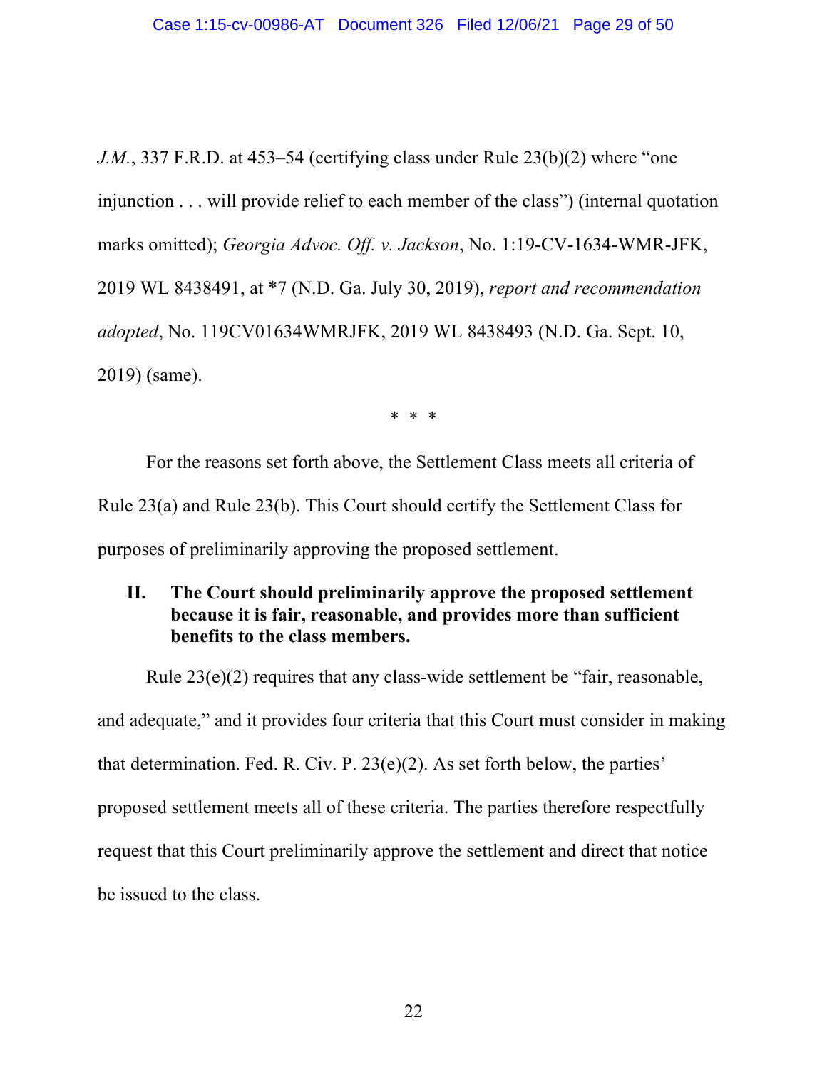*J.M.*, 337 F.R.D. at 453–54 (certifying class under Rule 23(b)(2) where "one injunction . . . will provide relief to each member of the class") (internal quotation marks omitted); *Georgia Advoc. Off. v. Jackson*, No. 1:19-CV-1634-WMR-JFK, 2019 WL 8438491, at *7 (N.D. Ga. July 30, 2019), *report and recommendation adopted*, No. 119CV01634WMRJFK, 2019 WL 8438493 (N.D. Ga. Sept. 10, 2019) (same).

\* \* \*

For the reasons set forth above, the Settlement Class meets all criteria of Rule 23(a) and Rule 23(b). This Court should certify the Settlement Class for purposes of preliminarily approving the proposed settlement.

## II. The Court should preliminarily approve the proposed settlement because it is fair, reasonable, and provides more than sufficient benefits to the class members.

Rule 23(e)(2) requires that any class-wide settlement be "fair, reasonable, and adequate," and it provides four criteria that this Court must consider in making that determination. Fed. R. Civ. P. 23(e)(2). As set forth below, the parties' proposed settlement meets all of these criteria. The parties therefore respectfully request that this Court preliminarily approve the settlement and direct that notice be issued to the class.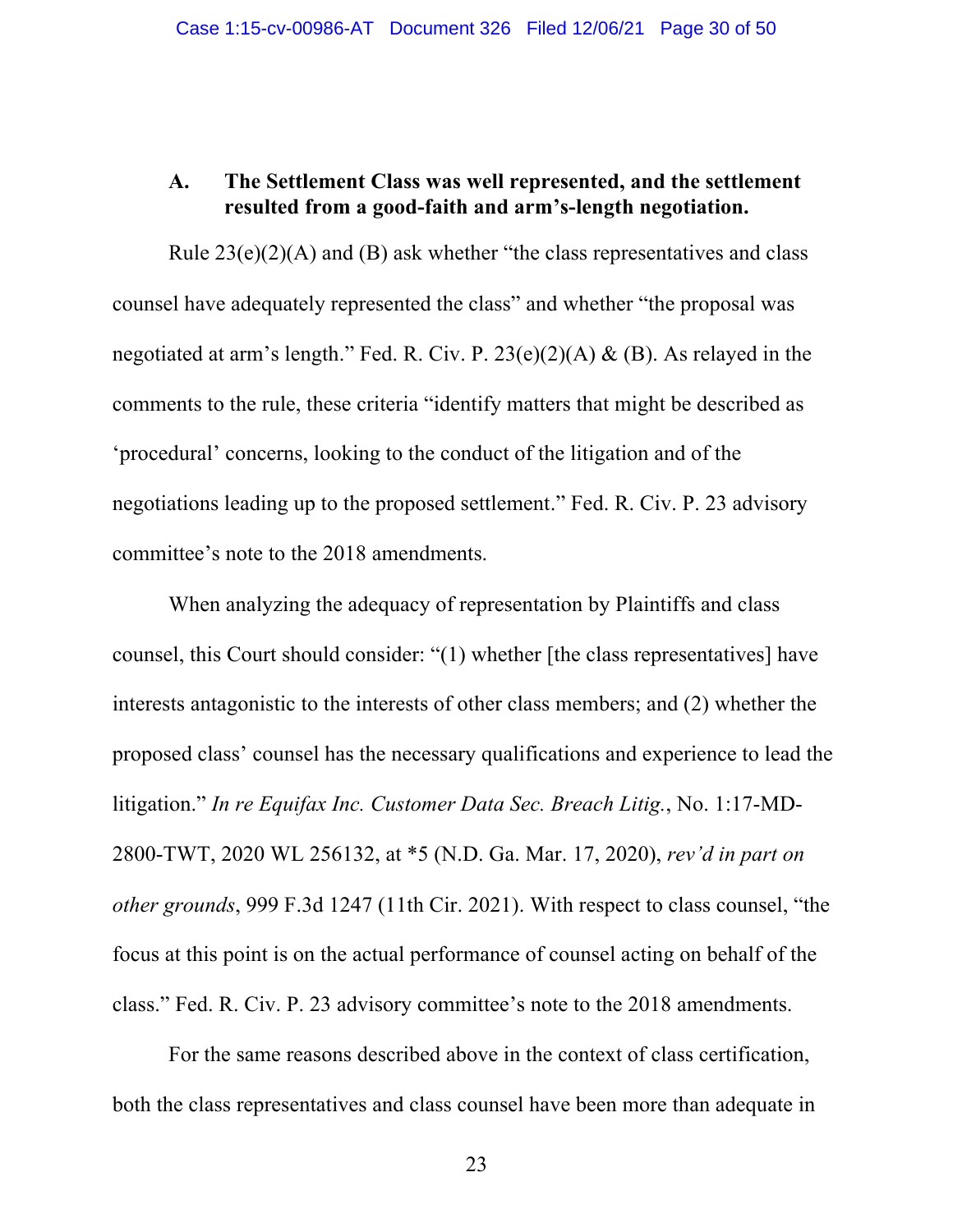### A. The Settlement Class was well represented, and the settlement resulted from a good-faith and arm's-length negotiation.

Rule 23(e)(2)(A) and (B) ask whether "the class representatives and class counsel have adequately represented the class" and whether "the proposal was negotiated at arm's length." Fed. R. Civ. P. 23(e)(2)(A) & (B). As relayed in the comments to the rule, these criteria "identify matters that might be described as 'procedural' concerns, looking to the conduct of the litigation and of the negotiations leading up to the proposed settlement." Fed. R. Civ. P. 23 advisory committee's note to the 2018 amendments.

When analyzing the adequacy of representation by Plaintiffs and class counsel, this Court should consider: "(1) whether [the class representatives] have interests antagonistic to the interests of other class members; and (2) whether the proposed class' counsel has the necessary qualifications and experience to lead the litigation." *In re Equifax Inc. Customer Data Sec. Breach Litig.*, No. 1:17-MD-2800-TWT, 2020 WL 256132, at *5 (N.D. Ga. Mar. 17, 2020), *rev'd in part on other grounds*, 999 F.3d 1247 (11th Cir. 2021). With respect to class counsel, "the focus at this point is on the actual performance of counsel acting on behalf of the class." Fed. R. Civ. P. 23 advisory committee's note to the 2018 amendments.

For the same reasons described above in the context of class certification, both the class representatives and class counsel have been more than adequate in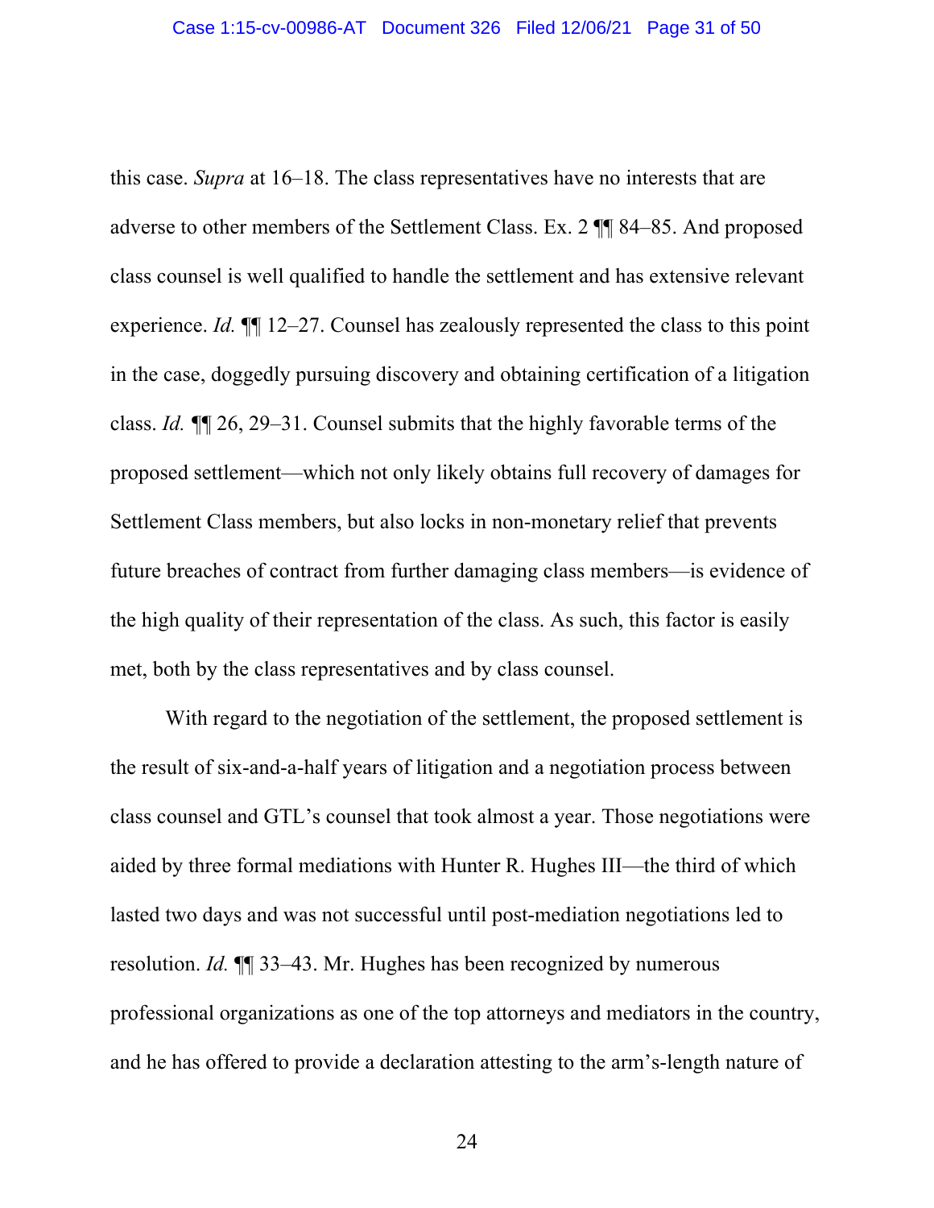this case. *Supra* at 16–18. The class representatives have no interests that are adverse to other members of the Settlement Class. Ex. 2 ¶¶ 84–85. And proposed class counsel is well qualified to handle the settlement and has extensive relevant experience. *Id.* ¶¶ 12–27. Counsel has zealously represented the class to this point in the case, doggedly pursuing discovery and obtaining certification of a litigation class. *Id.* ¶¶ 26, 29–31. Counsel submits that the highly favorable terms of the proposed settlement—which not only likely obtains full recovery of damages for Settlement Class members, but also locks in non-monetary relief that prevents future breaches of contract from further damaging class members—is evidence of the high quality of their representation of the class. As such, this factor is easily met, both by the class representatives and by class counsel.

With regard to the negotiation of the settlement, the proposed settlement is the result of six-and-a-half years of litigation and a negotiation process between class counsel and GTL's counsel that took almost a year. Those negotiations were aided by three formal mediations with Hunter R. Hughes III—the third of which lasted two days and was not successful until post-mediation negotiations led to resolution. *Id.* ¶¶ 33–43. Mr. Hughes has been recognized by numerous professional organizations as one of the top attorneys and mediators in the country, and he has offered to provide a declaration attesting to the arm's-length nature of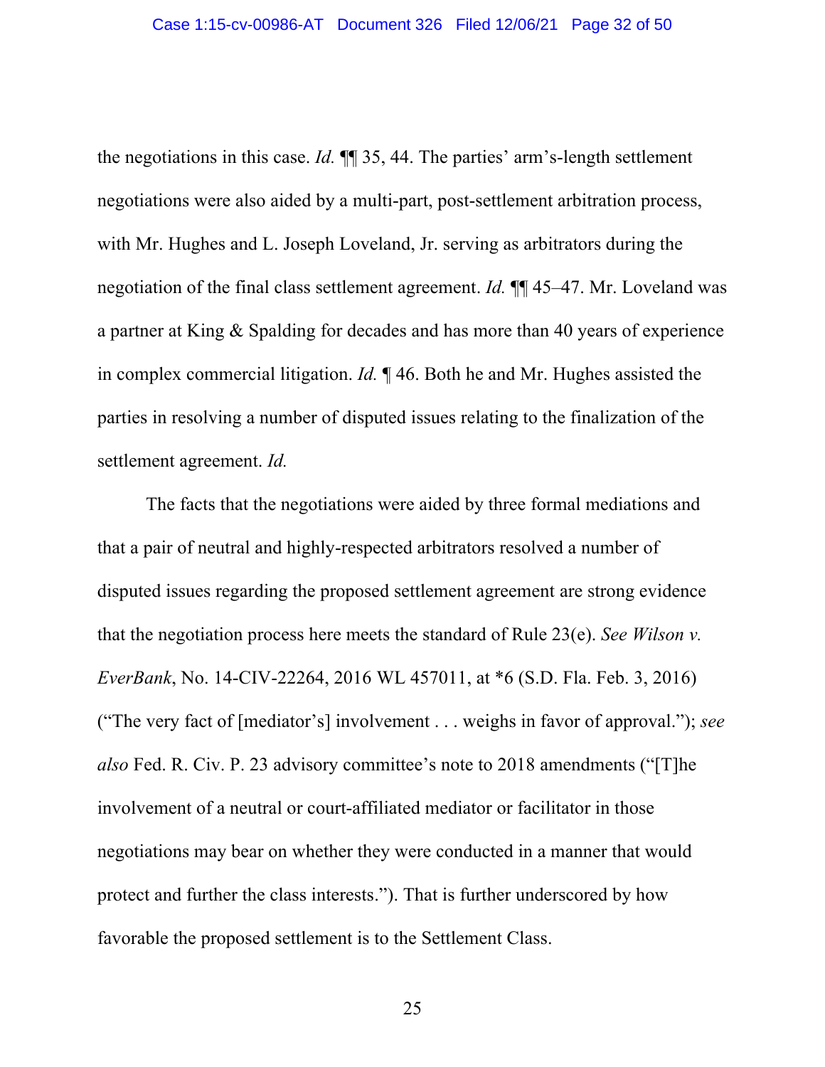the negotiations in this case. *Id.* ¶¶ 35, 44. The parties' arm's-length settlement negotiations were also aided by a multi-part, post-settlement arbitration process, with Mr. Hughes and L. Joseph Loveland, Jr. serving as arbitrators during the negotiation of the final class settlement agreement. *Id.* ¶¶ 45–47. Mr. Loveland was a partner at King & Spalding for decades and has more than 40 years of experience in complex commercial litigation. *Id.* ¶ 46. Both he and Mr. Hughes assisted the parties in resolving a number of disputed issues relating to the finalization of the settlement agreement. *Id.*

The facts that the negotiations were aided by three formal mediations and that a pair of neutral and highly-respected arbitrators resolved a number of disputed issues regarding the proposed settlement agreement are strong evidence that the negotiation process here meets the standard of Rule 23(e). *See Wilson v. EverBank*, No. 14-CIV-22264, 2016 WL 457011, at *6 (S.D. Fla. Feb. 3, 2016) ("The very fact of [mediator's] involvement . . . weighs in favor of approval."); *see also* Fed. R. Civ. P. 23 advisory committee's note to 2018 amendments ("[T]he involvement of a neutral or court-affiliated mediator or facilitator in those negotiations may bear on whether they were conducted in a manner that would protect and further the class interests."). That is further underscored by how favorable the proposed settlement is to the Settlement Class.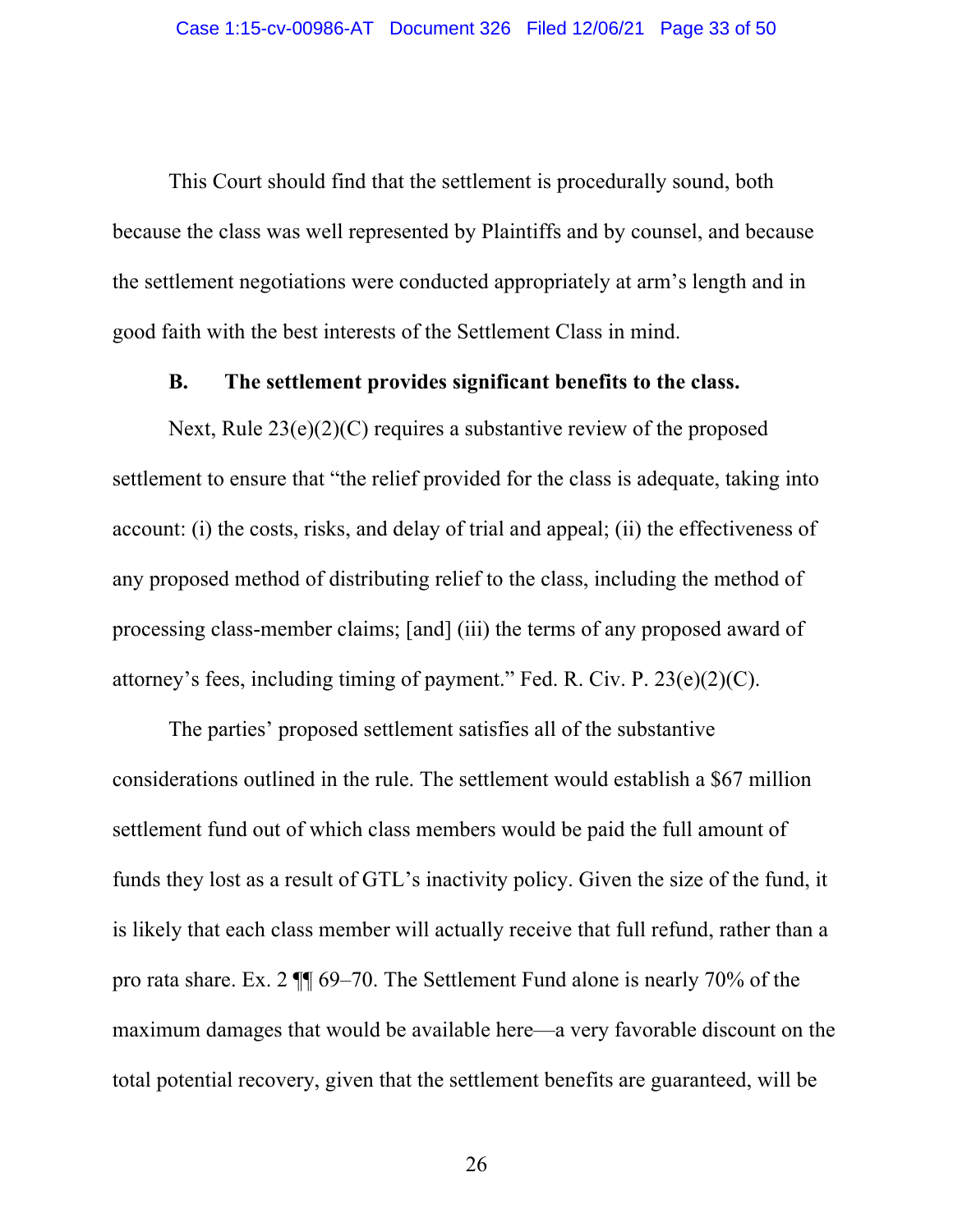This Court should find that the settlement is procedurally sound, both because the class was well represented by Plaintiffs and by counsel, and because the settlement negotiations were conducted appropriately at arm's length and in good faith with the best interests of the Settlement Class in mind.

### B. The settlement provides significant benefits to the class.

Next, Rule 23(e)(2)(C) requires a substantive review of the proposed settlement to ensure that "the relief provided for the class is adequate, taking into account: (i) the costs, risks, and delay of trial and appeal; (ii) the effectiveness of any proposed method of distributing relief to the class, including the method of processing class-member claims; [and] (iii) the terms of any proposed award of attorney's fees, including timing of payment." Fed. R. Civ. P. 23(e)(2)(C).

The parties' proposed settlement satisfies all of the substantive considerations outlined in the rule. The settlement would establish a $67 million settlement fund out of which class members would be paid the full amount of funds they lost as a result of GTL's inactivity policy. Given the size of the fund, it is likely that each class member will actually receive that full refund, rather than a pro rata share. Ex. 2 ¶¶ 69–70. The Settlement Fund alone is nearly 70% of the maximum damages that would be available here—a very favorable discount on the total potential recovery, given that the settlement benefits are guaranteed, will be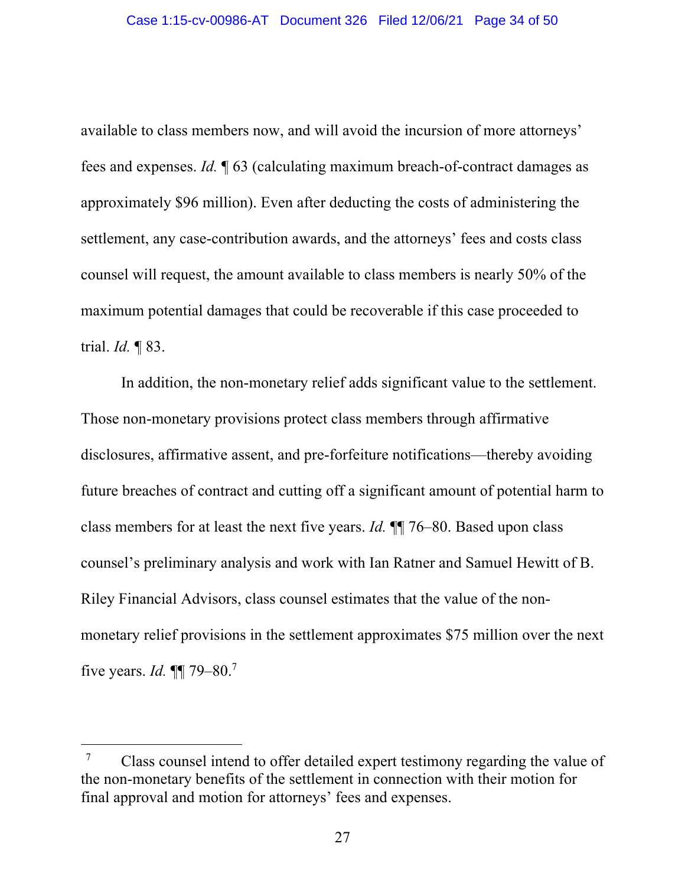available to class members now, and will avoid the incursion of more attorneys' fees and expenses. *Id.* ¶ 63 (calculating maximum breach-of-contract damages as approximately $96 million). Even after deducting the costs of administering the settlement, any case-contribution awards, and the attorneys' fees and costs class counsel will request, the amount available to class members is nearly 50% of the maximum potential damages that could be recoverable if this case proceeded to trial. *Id.* ¶ 83.

In addition, the non-monetary relief adds significant value to the settlement. Those non-monetary provisions protect class members through affirmative disclosures, affirmative assent, and pre-forfeiture notifications—thereby avoiding future breaches of contract and cutting off a significant amount of potential harm to class members for at least the next five years. *Id.* ¶¶ 76–80. Based upon class counsel's preliminary analysis and work with Ian Ratner and Samuel Hewitt of B. Riley Financial Advisors, class counsel estimates that the value of the non-monetary relief provisions in the settlement approximates $75 million over the next five years. *Id.* ¶¶ 79–80.[7]

---

[7] Class counsel intend to offer detailed expert testimony regarding the value of the non-monetary benefits of the settlement in connection with their motion for final approval and motion for attorneys' fees and expenses.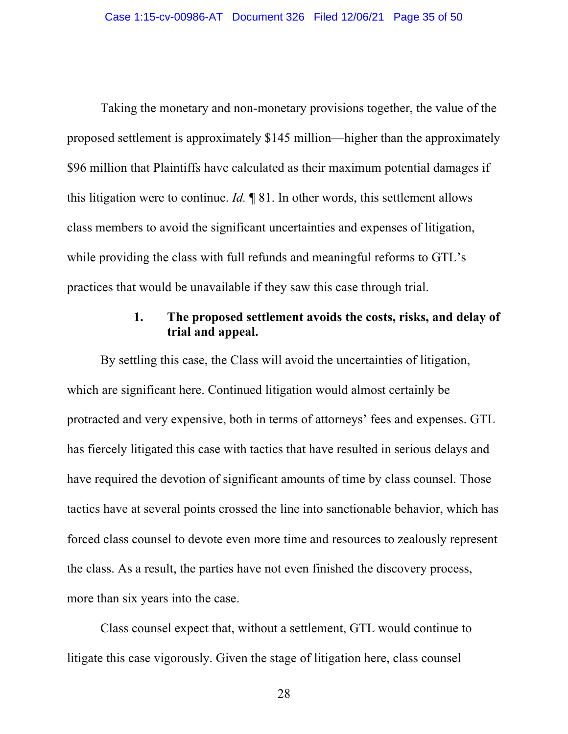Taking the monetary and non-monetary provisions together, the value of the proposed settlement is approximately $145 million—higher than the approximately $96 million that Plaintiffs have calculated as their maximum potential damages if this litigation were to continue. *Id.* ¶ 81. In other words, this settlement allows class members to avoid the significant uncertainties and expenses of litigation, while providing the class with full refunds and meaningful reforms to GTL's practices that would be unavailable if they saw this case through trial.

### 1. The proposed settlement avoids the costs, risks, and delay of trial and appeal.

By settling this case, the Class will avoid the uncertainties of litigation, which are significant here. Continued litigation would almost certainly be protracted and very expensive, both in terms of attorneys' fees and expenses. GTL has fiercely litigated this case with tactics that have resulted in serious delays and have required the devotion of significant amounts of time by class counsel. Those tactics have at several points crossed the line into sanctionable behavior, which has forced class counsel to devote even more time and resources to zealously represent the class. As a result, the parties have not even finished the discovery process, more than six years into the case.

Class counsel expect that, without a settlement, GTL would continue to litigate this case vigorously. Given the stage of litigation here, class counsel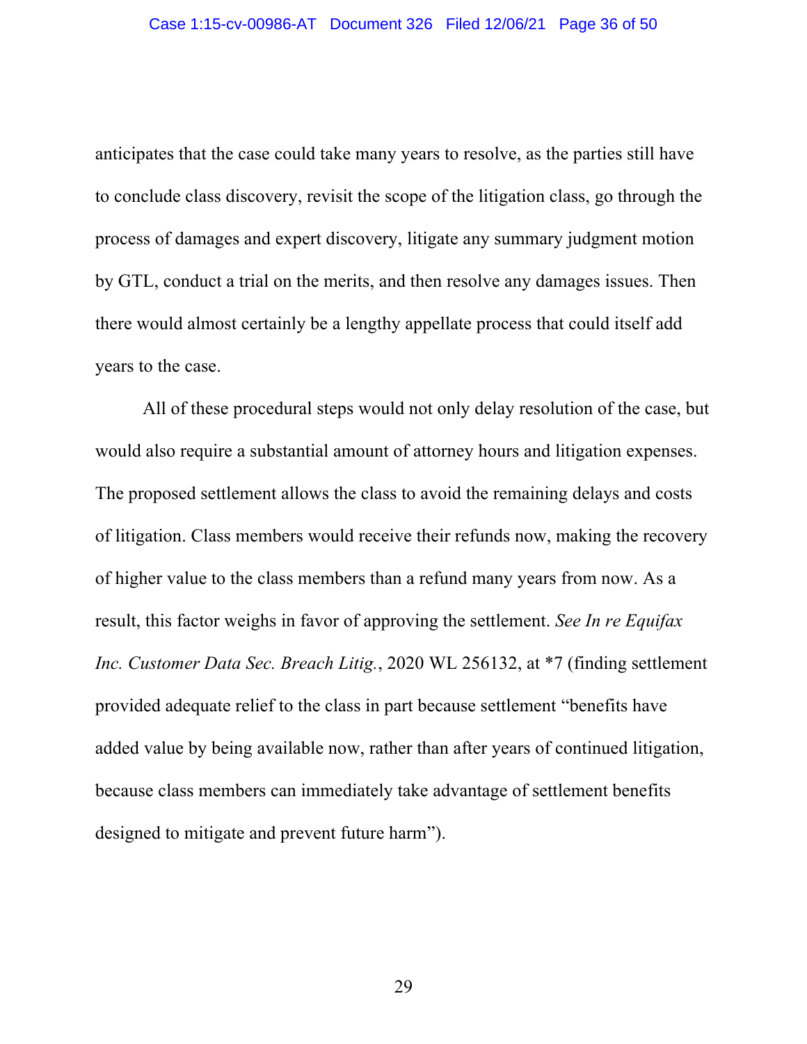anticipates that the case could take many years to resolve, as the parties still have to conclude class discovery, revisit the scope of the litigation class, go through the process of damages and expert discovery, litigate any summary judgment motion by GTL, conduct a trial on the merits, and then resolve any damages issues. Then there would almost certainly be a lengthy appellate process that could itself add years to the case.

All of these procedural steps would not only delay resolution of the case, but would also require a substantial amount of attorney hours and litigation expenses. The proposed settlement allows the class to avoid the remaining delays and costs of litigation. Class members would receive their refunds now, making the recovery of higher value to the class members than a refund many years from now. As a result, this factor weighs in favor of approving the settlement. *See In re Equifax Inc. Customer Data Sec. Breach Litig.*, 2020 WL 256132, at *7 (finding settlement provided adequate relief to the class in part because settlement "benefits have added value by being available now, rather than after years of continued litigation, because class members can immediately take advantage of settlement benefits designed to mitigate and prevent future harm").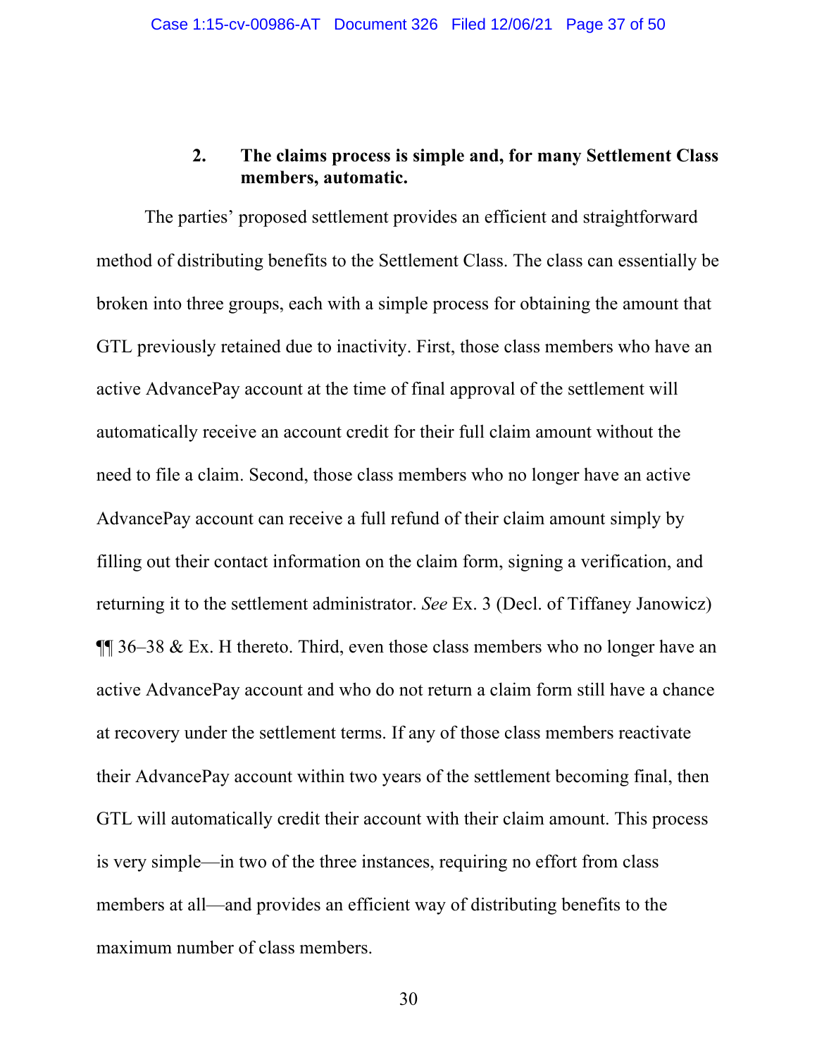### 2. The claims process is simple and, for many Settlement Class members, automatic.

The parties' proposed settlement provides an efficient and straightforward method of distributing benefits to the Settlement Class. The class can essentially be broken into three groups, each with a simple process for obtaining the amount that GTL previously retained due to inactivity. First, those class members who have an active AdvancePay account at the time of final approval of the settlement will automatically receive an account credit for their full claim amount without the need to file a claim. Second, those class members who no longer have an active AdvancePay account can receive a full refund of their claim amount simply by filling out their contact information on the claim form, signing a verification, and returning it to the settlement administrator. *See* Ex. 3 (Decl. of Tiffaney Janowicz) ¶¶ 36–38 & Ex. H thereto. Third, even those class members who no longer have an active AdvancePay account and who do not return a claim form still have a chance at recovery under the settlement terms. If any of those class members reactivate their AdvancePay account within two years of the settlement becoming final, then GTL will automatically credit their account with their claim amount. This process is very simple—in two of the three instances, requiring no effort from class members at all—and provides an efficient way of distributing benefits to the maximum number of class members.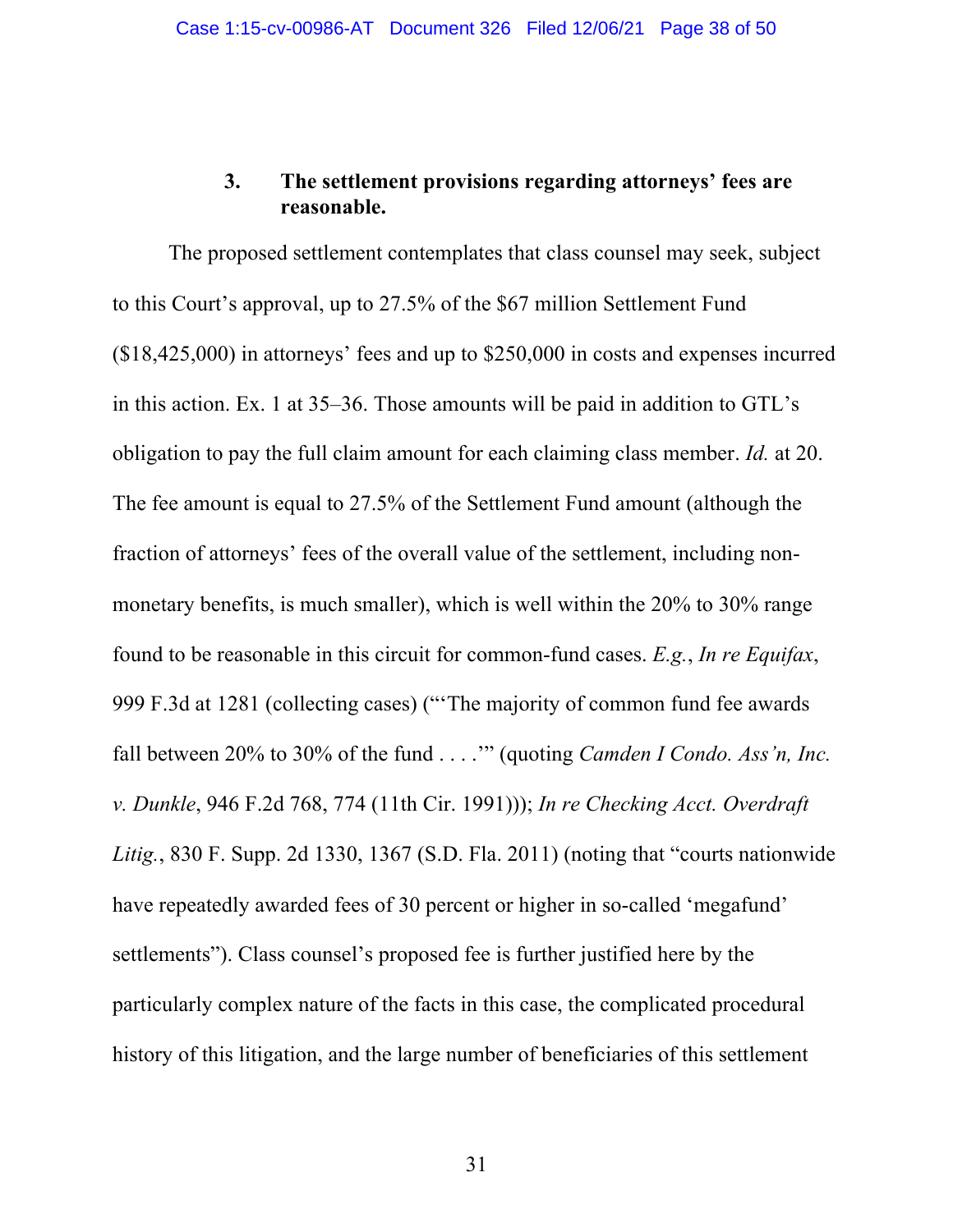### 3. The settlement provisions regarding attorneys' fees are reasonable.

The proposed settlement contemplates that class counsel may seek, subject to this Court's approval, up to 27.5% of the $67 million Settlement Fund ($18,425,000) in attorneys' fees and up to $250,000 in costs and expenses incurred in this action. Ex. 1 at 35–36. Those amounts will be paid in addition to GTL's obligation to pay the full claim amount for each claiming class member. *Id.* at 20. The fee amount is equal to 27.5% of the Settlement Fund amount (although the fraction of attorneys' fees of the overall value of the settlement, including non-monetary benefits, is much smaller), which is well within the 20% to 30% range found to be reasonable in this circuit for common-fund cases. *E.g.*, *In re Equifax*, 999 F.3d at 1281 (collecting cases) ("'The majority of common fund fee awards fall between 20% to 30% of the fund . . . .'" (quoting *Camden I Condo. Ass'n, Inc. v. Dunkle*, 946 F.2d 768, 774 (11th Cir. 1991))); *In re Checking Acct. Overdraft Litig.*, 830 F. Supp. 2d 1330, 1367 (S.D. Fla. 2011) (noting that "courts nationwide have repeatedly awarded fees of 30 percent or higher in so-called 'megafund' settlements"). Class counsel's proposed fee is further justified here by the particularly complex nature of the facts in this case, the complicated procedural history of this litigation, and the large number of beneficiaries of this settlement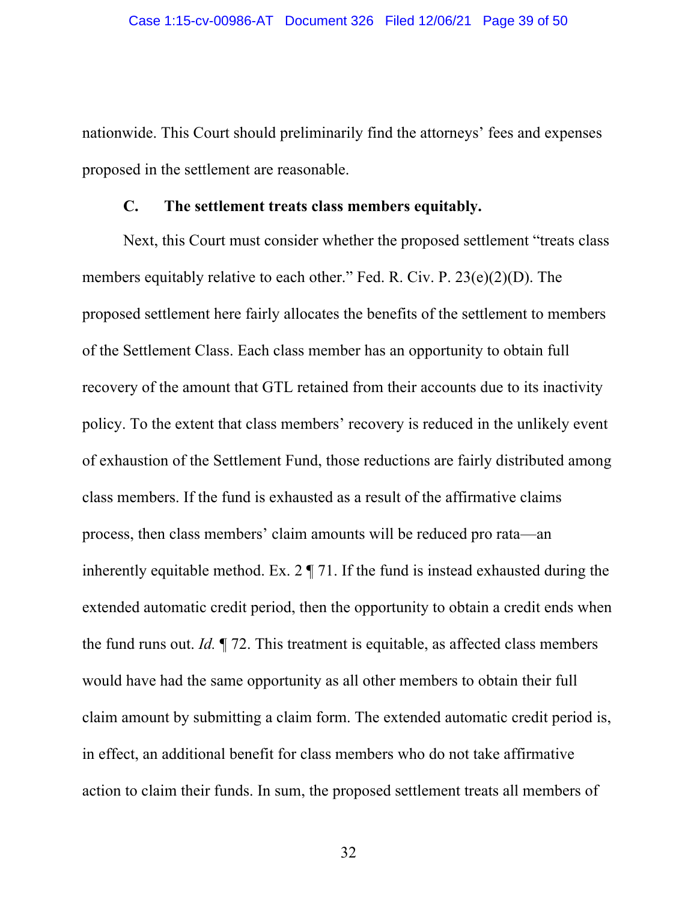nationwide. This Court should preliminarily find the attorneys' fees and expenses proposed in the settlement are reasonable.

### C. The settlement treats class members equitably.

Next, this Court must consider whether the proposed settlement "treats class members equitably relative to each other." Fed. R. Civ. P. 23(e)(2)(D). The proposed settlement here fairly allocates the benefits of the settlement to members of the Settlement Class. Each class member has an opportunity to obtain full recovery of the amount that GTL retained from their accounts due to its inactivity policy. To the extent that class members' recovery is reduced in the unlikely event of exhaustion of the Settlement Fund, those reductions are fairly distributed among class members. If the fund is exhausted as a result of the affirmative claims process, then class members' claim amounts will be reduced pro rata—an inherently equitable method. Ex. 2 ¶ 71. If the fund is instead exhausted during the extended automatic credit period, then the opportunity to obtain a credit ends when the fund runs out. *Id.* ¶ 72. This treatment is equitable, as affected class members would have had the same opportunity as all other members to obtain their full claim amount by submitting a claim form. The extended automatic credit period is, in effect, an additional benefit for class members who do not take affirmative action to claim their funds. In sum, the proposed settlement treats all members of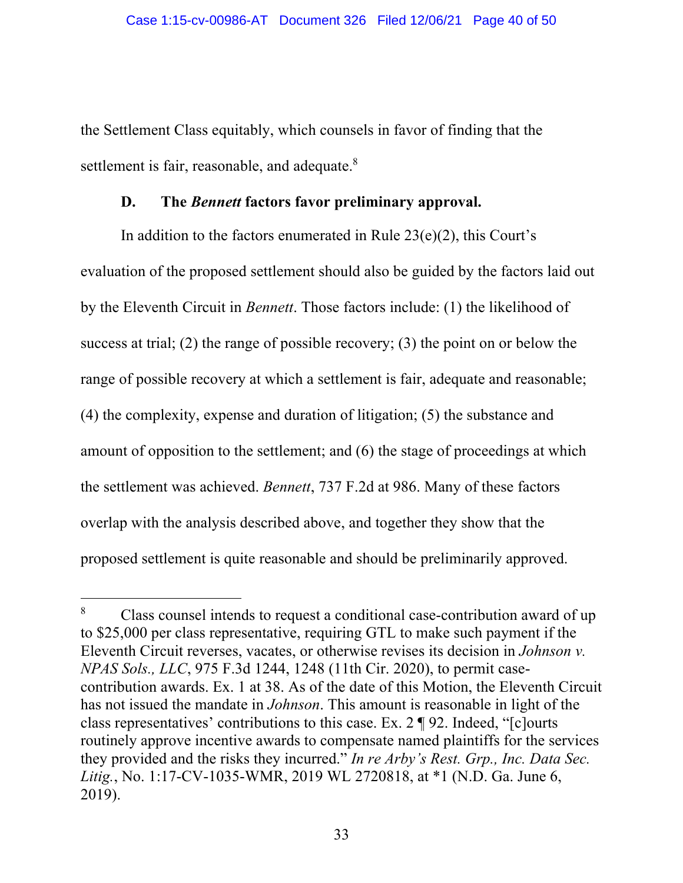the Settlement Class equitably, which counsels in favor of finding that the settlement is fair, reasonable, and adequate.[8]

### D. The *Bennett* factors favor preliminary approval.

In addition to the factors enumerated in Rule 23(e)(2), this Court's evaluation of the proposed settlement should also be guided by the factors laid out by the Eleventh Circuit in *Bennett*. Those factors include: (1) the likelihood of success at trial; (2) the range of possible recovery; (3) the point on or below the range of possible recovery at which a settlement is fair, adequate and reasonable; (4) the complexity, expense and duration of litigation; (5) the substance and amount of opposition to the settlement; and (6) the stage of proceedings at which the settlement was achieved. *Bennett*, 737 F.2d at 986. Many of these factors overlap with the analysis described above, and together they show that the proposed settlement is quite reasonable and should be preliminarily approved.

---

[8] Class counsel intends to request a conditional case-contribution award of up to $25,000 per class representative, requiring GTL to make such payment if the Eleventh Circuit reverses, vacates, or otherwise revises its decision in *Johnson v. NPAS Sols., LLC*, 975 F.3d 1244, 1248 (11th Cir. 2020), to permit case-contribution awards. Ex. 1 at 38. As of the date of this Motion, the Eleventh Circuit has not issued the mandate in *Johnson*. This amount is reasonable in light of the class representatives' contributions to this case. Ex. 2 ¶ 92. Indeed, "[c]ourts routinely approve incentive awards to compensate named plaintiffs for the services they provided and the risks they incurred." *In re Arby's Rest. Grp., Inc. Data Sec. Litig.*, No. 1:17-CV-1035-WMR, 2019 WL 2720818, at *1 (N.D. Ga. June 6, 2019).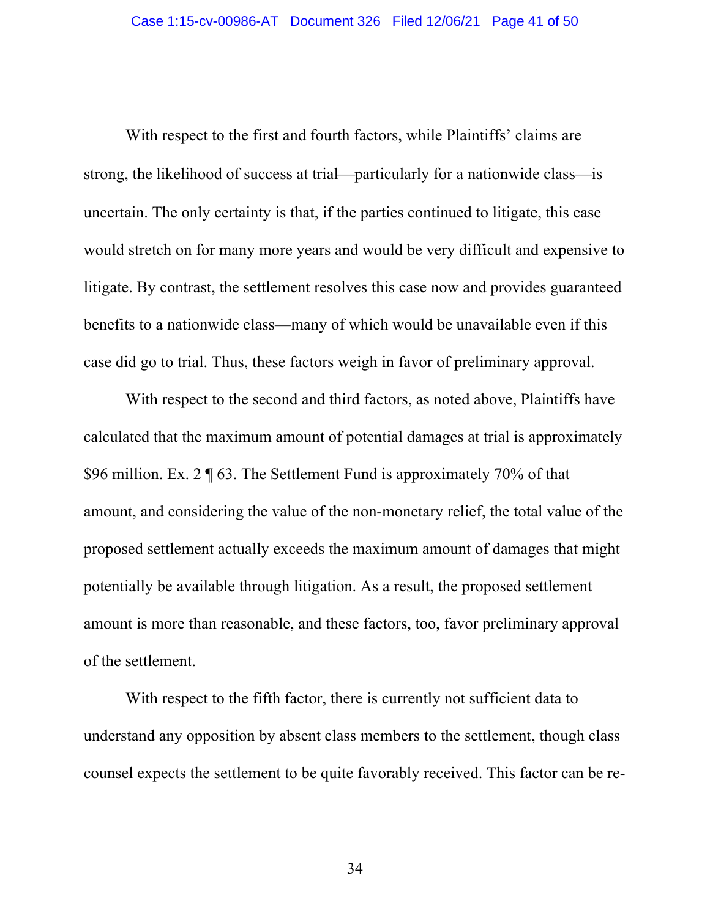With respect to the first and fourth factors, while Plaintiffs' claims are strong, the likelihood of success at trial—particularly for a nationwide class—is uncertain. The only certainty is that, if the parties continued to litigate, this case would stretch on for many more years and would be very difficult and expensive to litigate. By contrast, the settlement resolves this case now and provides guaranteed benefits to a nationwide class—many of which would be unavailable even if this case did go to trial. Thus, these factors weigh in favor of preliminary approval.

With respect to the second and third factors, as noted above, Plaintiffs have calculated that the maximum amount of potential damages at trial is approximately $96 million. Ex. 2 ¶ 63. The Settlement Fund is approximately 70% of that amount, and considering the value of the non-monetary relief, the total value of the proposed settlement actually exceeds the maximum amount of damages that might potentially be available through litigation. As a result, the proposed settlement amount is more than reasonable, and these factors, too, favor preliminary approval of the settlement.

With respect to the fifth factor, there is currently not sufficient data to understand any opposition by absent class members to the settlement, though class counsel expects the settlement to be quite favorably received. This factor can be re-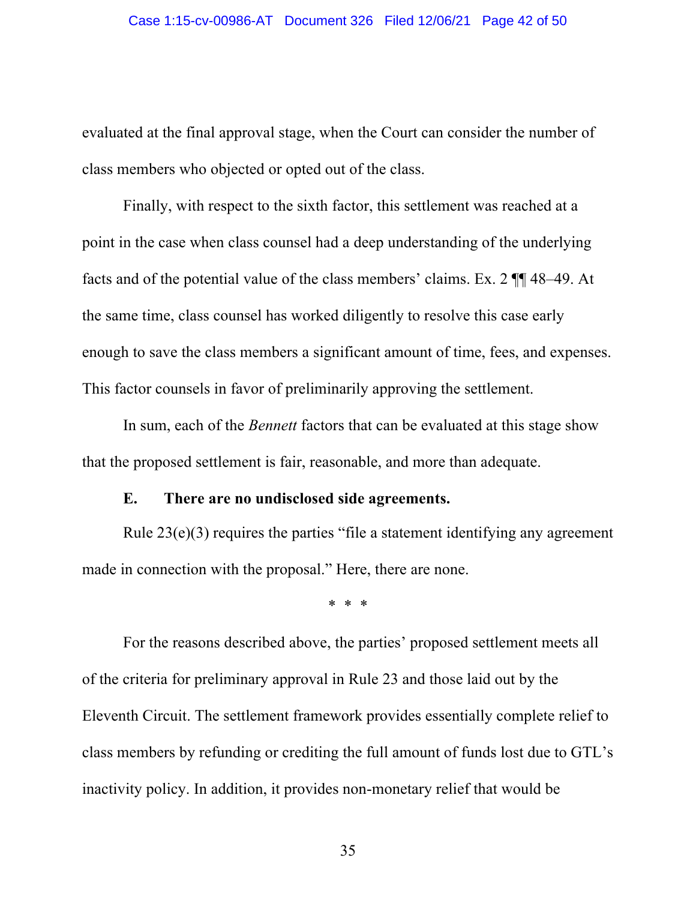evaluated at the final approval stage, when the Court can consider the number of class members who objected or opted out of the class.

Finally, with respect to the sixth factor, this settlement was reached at a point in the case when class counsel had a deep understanding of the underlying facts and of the potential value of the class members' claims. Ex. 2 ¶¶ 48–49. At the same time, class counsel has worked diligently to resolve this case early enough to save the class members a significant amount of time, fees, and expenses. This factor counsels in favor of preliminarily approving the settlement.

In sum, each of the *Bennett* factors that can be evaluated at this stage show that the proposed settlement is fair, reasonable, and more than adequate.

**E. There are no undisclosed side agreements.**

Rule 23(e)(3) requires the parties "file a statement identifying any agreement made in connection with the proposal." Here, there are none.

\* \* \*

For the reasons described above, the parties' proposed settlement meets all of the criteria for preliminary approval in Rule 23 and those laid out by the Eleventh Circuit. The settlement framework provides essentially complete relief to class members by refunding or crediting the full amount of funds lost due to GTL's inactivity policy. In addition, it provides non-monetary relief that would be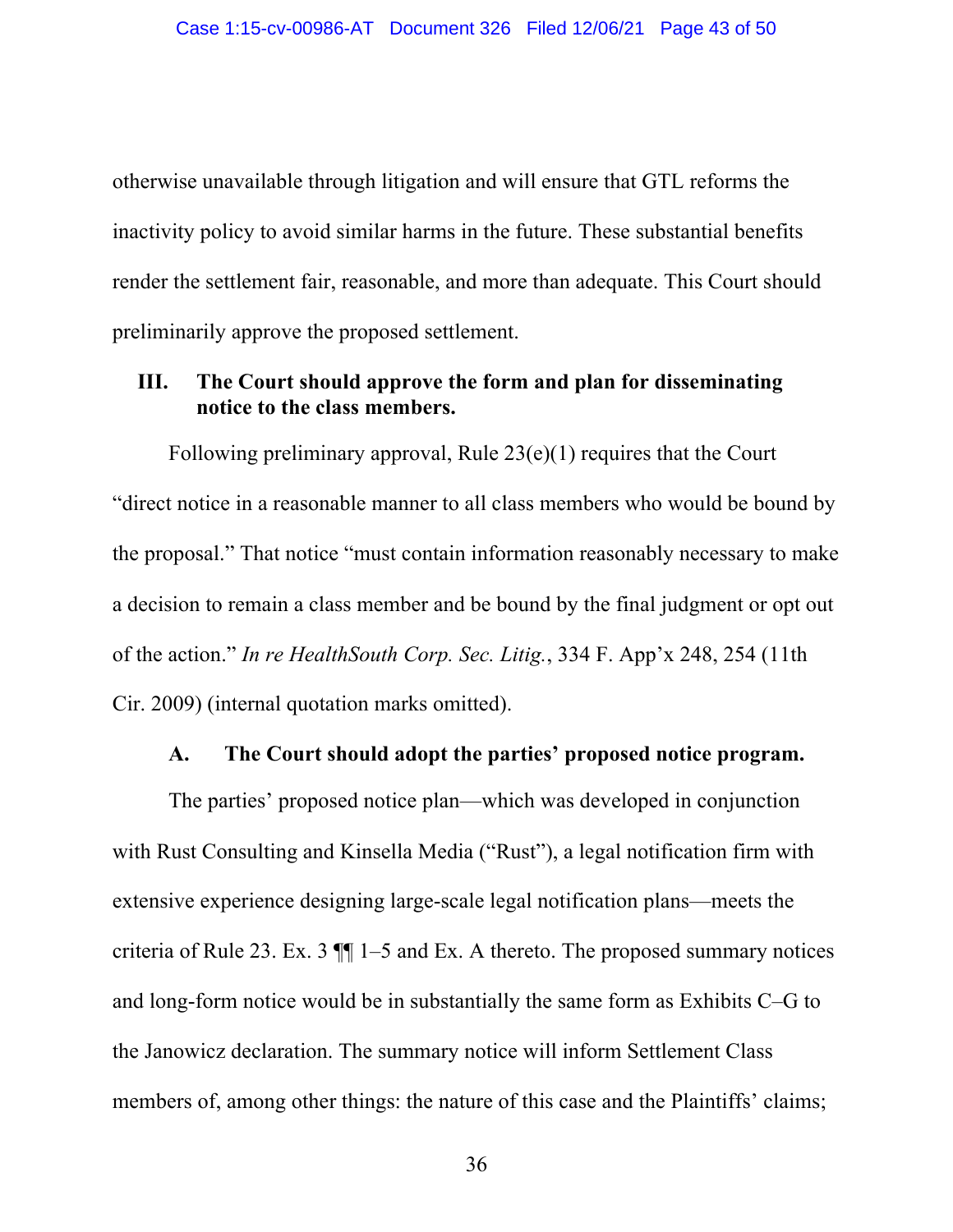otherwise unavailable through litigation and will ensure that GTL reforms the inactivity policy to avoid similar harms in the future. These substantial benefits render the settlement fair, reasonable, and more than adequate. This Court should preliminarily approve the proposed settlement.

## III. The Court should approve the form and plan for disseminating notice to the class members.

Following preliminary approval, Rule 23(e)(1) requires that the Court "direct notice in a reasonable manner to all class members who would be bound by the proposal." That notice "must contain information reasonably necessary to make a decision to remain a class member and be bound by the final judgment or opt out of the action." *In re HealthSouth Corp. Sec. Litig.*, 334 F. App'x 248, 254 (11th Cir. 2009) (internal quotation marks omitted).

### A. The Court should adopt the parties' proposed notice program.

The parties' proposed notice plan—which was developed in conjunction with Rust Consulting and Kinsella Media ("Rust"), a legal notification firm with extensive experience designing large-scale legal notification plans—meets the criteria of Rule 23. Ex. 3 ¶¶ 1–5 and Ex. A thereto. The proposed summary notices and long-form notice would be in substantially the same form as Exhibits C–G to the Janowicz declaration. The summary notice will inform Settlement Class members of, among other things: the nature of this case and the Plaintiffs' claims;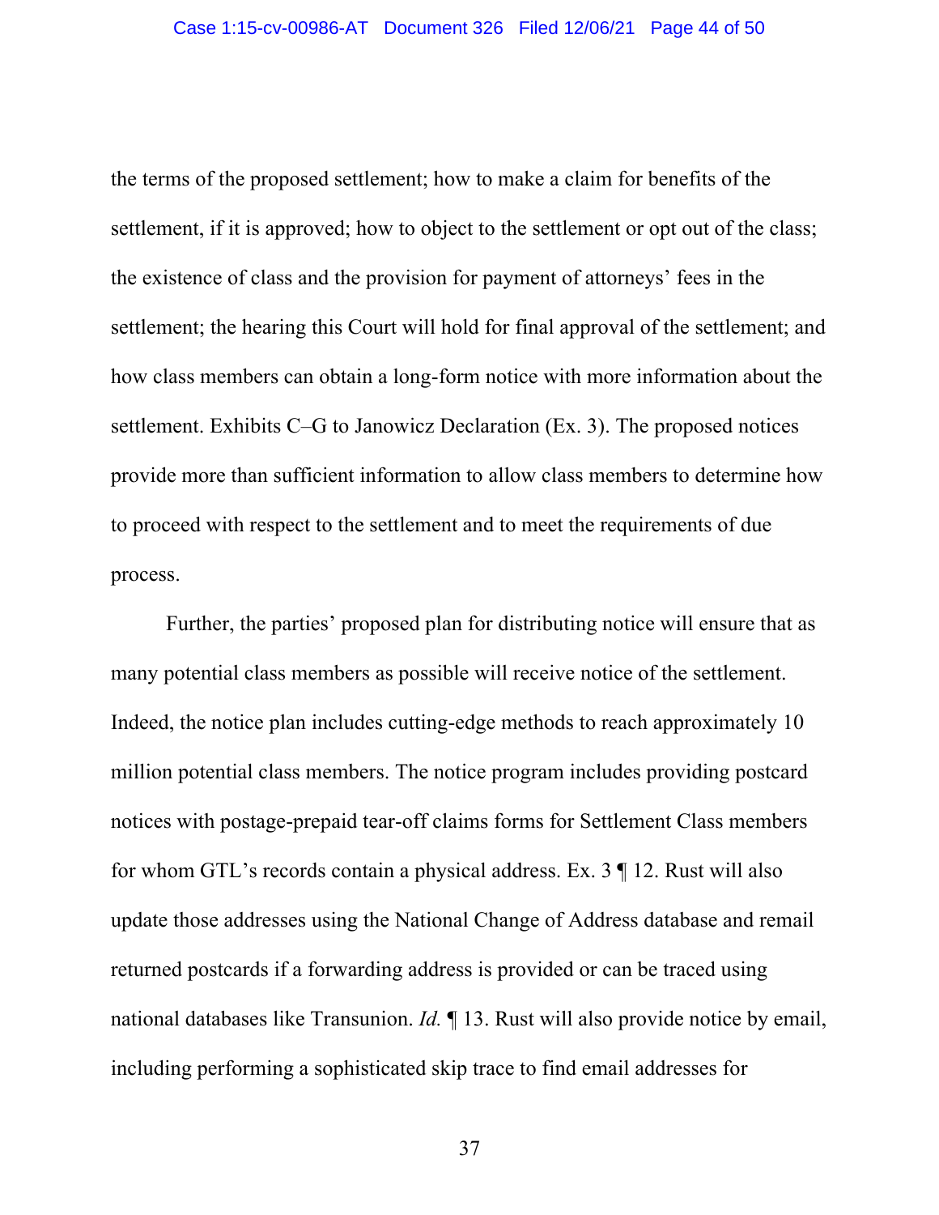the terms of the proposed settlement; how to make a claim for benefits of the settlement, if it is approved; how to object to the settlement or opt out of the class; the existence of class and the provision for payment of attorneys' fees in the settlement; the hearing this Court will hold for final approval of the settlement; and how class members can obtain a long-form notice with more information about the settlement. Exhibits C–G to Janowicz Declaration (Ex. 3). The proposed notices provide more than sufficient information to allow class members to determine how to proceed with respect to the settlement and to meet the requirements of due process.

Further, the parties' proposed plan for distributing notice will ensure that as many potential class members as possible will receive notice of the settlement. Indeed, the notice plan includes cutting-edge methods to reach approximately 10 million potential class members. The notice program includes providing postcard notices with postage-prepaid tear-off claims forms for Settlement Class members for whom GTL's records contain a physical address. Ex. 3 ¶ 12. Rust will also update those addresses using the National Change of Address database and remail returned postcards if a forwarding address is provided or can be traced using national databases like Transunion. *Id.* ¶ 13. Rust will also provide notice by email, including performing a sophisticated skip trace to find email addresses for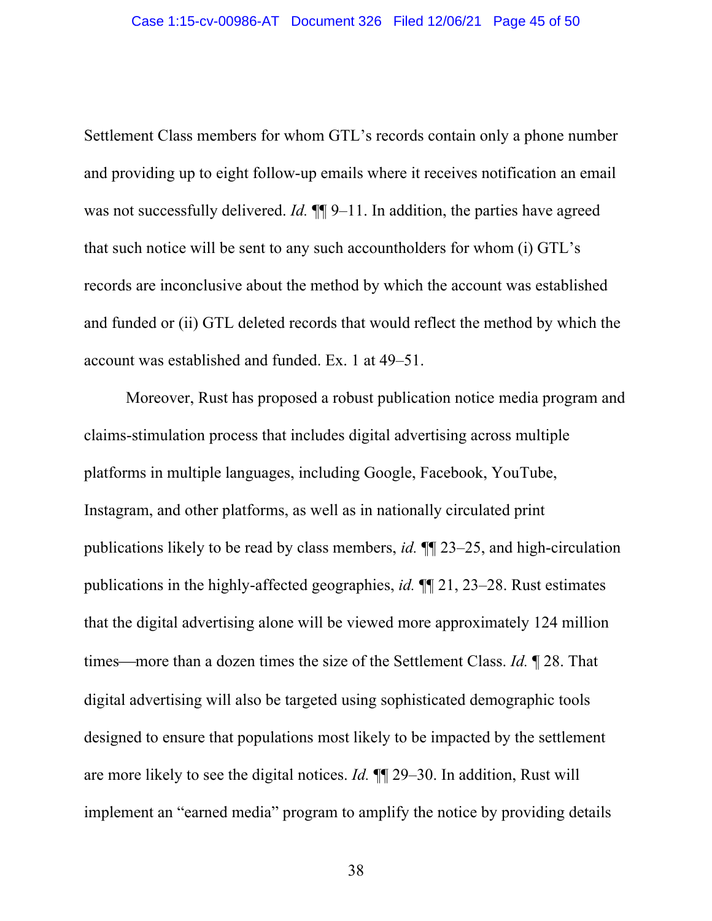Settlement Class members for whom GTL's records contain only a phone number and providing up to eight follow-up emails where it receives notification an email was not successfully delivered. *Id.* ¶¶ 9–11. In addition, the parties have agreed that such notice will be sent to any such accountholders for whom (i) GTL's records are inconclusive about the method by which the account was established and funded or (ii) GTL deleted records that would reflect the method by which the account was established and funded. Ex. 1 at 49–51.

Moreover, Rust has proposed a robust publication notice media program and claims-stimulation process that includes digital advertising across multiple platforms in multiple languages, including Google, Facebook, YouTube, Instagram, and other platforms, as well as in nationally circulated print publications likely to be read by class members, *id.* ¶¶ 23–25, and high-circulation publications in the highly-affected geographies, *id.* ¶¶ 21, 23–28. Rust estimates that the digital advertising alone will be viewed more approximately 124 million times—more than a dozen times the size of the Settlement Class. *Id.* ¶ 28. That digital advertising will also be targeted using sophisticated demographic tools designed to ensure that populations most likely to be impacted by the settlement are more likely to see the digital notices. *Id.* ¶¶ 29–30. In addition, Rust will implement an "earned media" program to amplify the notice by providing details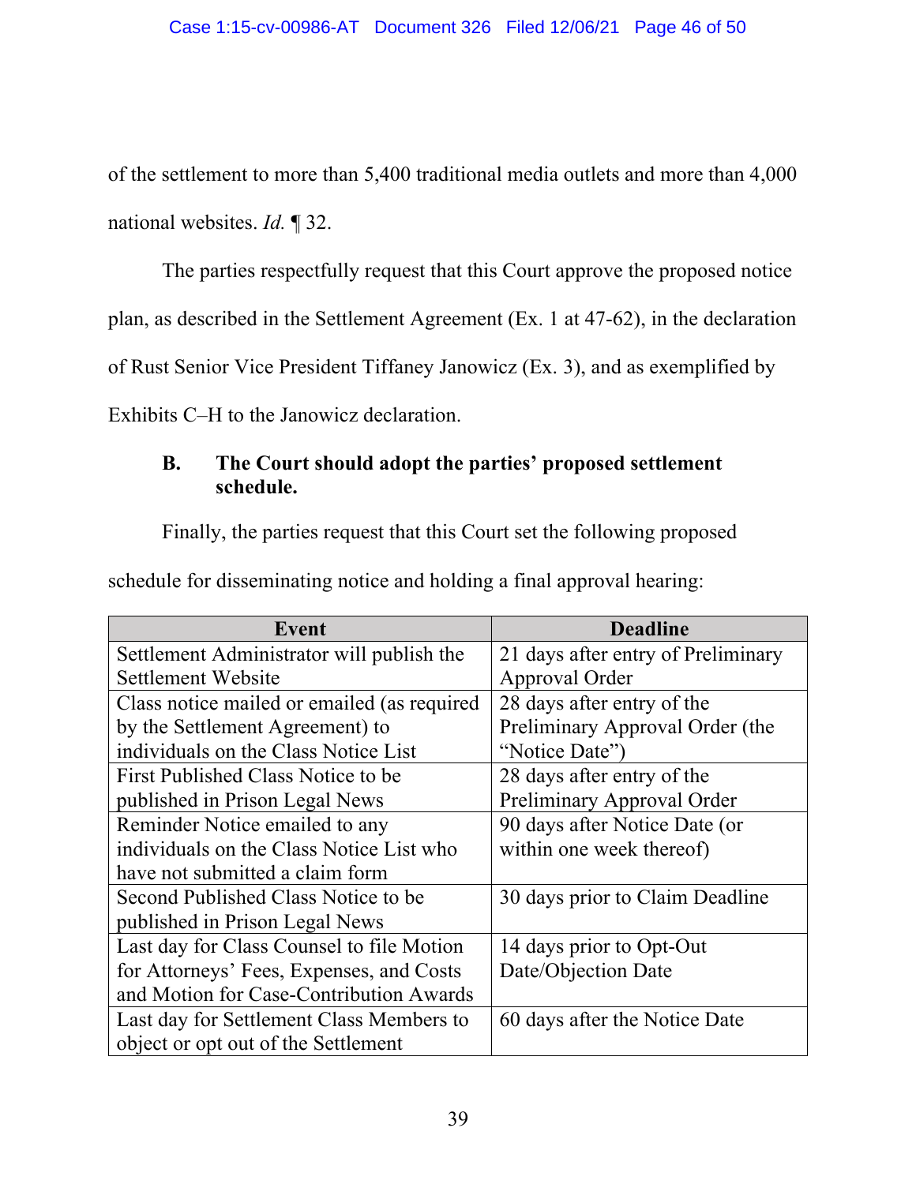of the settlement to more than 5,400 traditional media outlets and more than 4,000 national websites. *Id.* ¶ 32.

The parties respectfully request that this Court approve the proposed notice plan, as described in the Settlement Agreement (Ex. 1 at 47-62), in the declaration of Rust Senior Vice President Tiffaney Janowicz (Ex. 3), and as exemplified by Exhibits C–H to the Janowicz declaration.

### B. The Court should adopt the parties' proposed settlement schedule.

Finally, the parties request that this Court set the following proposed schedule for disseminating notice and holding a final approval hearing:

| Event | Deadline |
|---|---|
| Settlement Administrator will publish the Settlement Website | 21 days after entry of Preliminary Approval Order |
| Class notice mailed or emailed (as required by the Settlement Agreement) to individuals on the Class Notice List | 28 days after entry of the Preliminary Approval Order (the "Notice Date") |
| First Published Class Notice to be published in Prison Legal News | 28 days after entry of the Preliminary Approval Order |
| Reminder Notice emailed to any individuals on the Class Notice List who have not submitted a claim form | 90 days after Notice Date (or within one week thereof) |
| Second Published Class Notice to be published in Prison Legal News | 30 days prior to Claim Deadline |
| Last day for Class Counsel to file Motion for Attorneys' Fees, Expenses, and Costs and Motion for Case-Contribution Awards | 14 days prior to Opt-Out Date/Objection Date |
| Last day for Settlement Class Members to object or opt out of the Settlement | 60 days after the Notice Date |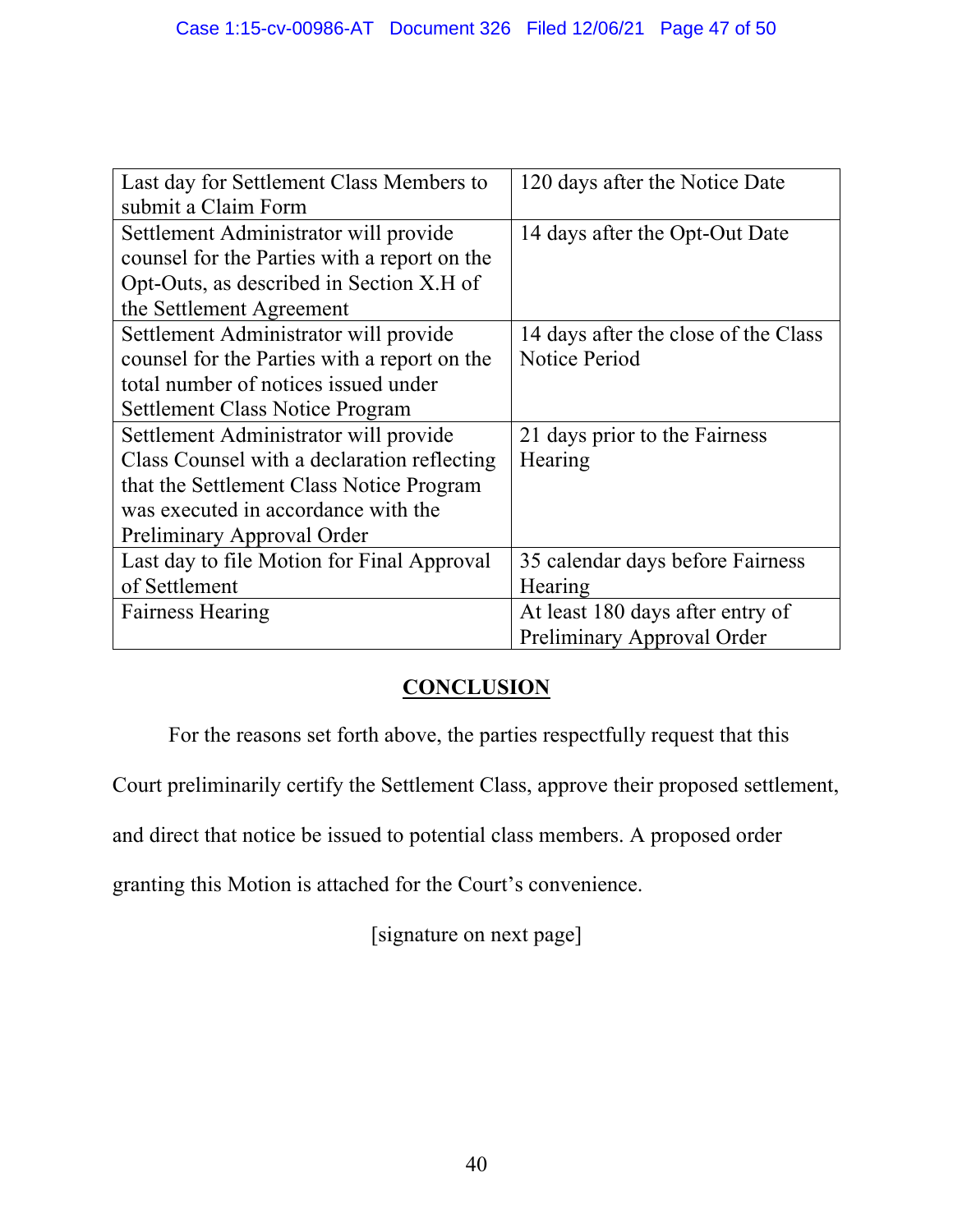| | |
|---|---|
| Last day for Settlement Class Members to submit a Claim Form | 120 days after the Notice Date |
| Settlement Administrator will provide counsel for the Parties with a report on the Opt-Outs, as described in Section X.H of the Settlement Agreement | 14 days after the Opt-Out Date |
| Settlement Administrator will provide counsel for the Parties with a report on the total number of notices issued under Settlement Class Notice Program | 14 days after the close of the Class Notice Period |
| Settlement Administrator will provide Class Counsel with a declaration reflecting that the Settlement Class Notice Program was executed in accordance with the Preliminary Approval Order | 21 days prior to the Fairness Hearing |
| Last day to file Motion for Final Approval of Settlement | 35 calendar days before Fairness Hearing |
| Fairness Hearing | At least 180 days after entry of Preliminary Approval Order |

## CONCLUSION

For the reasons set forth above, the parties respectfully request that this Court preliminarily certify the Settlement Class, approve their proposed settlement, and direct that notice be issued to potential class members. A proposed order granting this Motion is attached for the Court's convenience.

[signature on next page]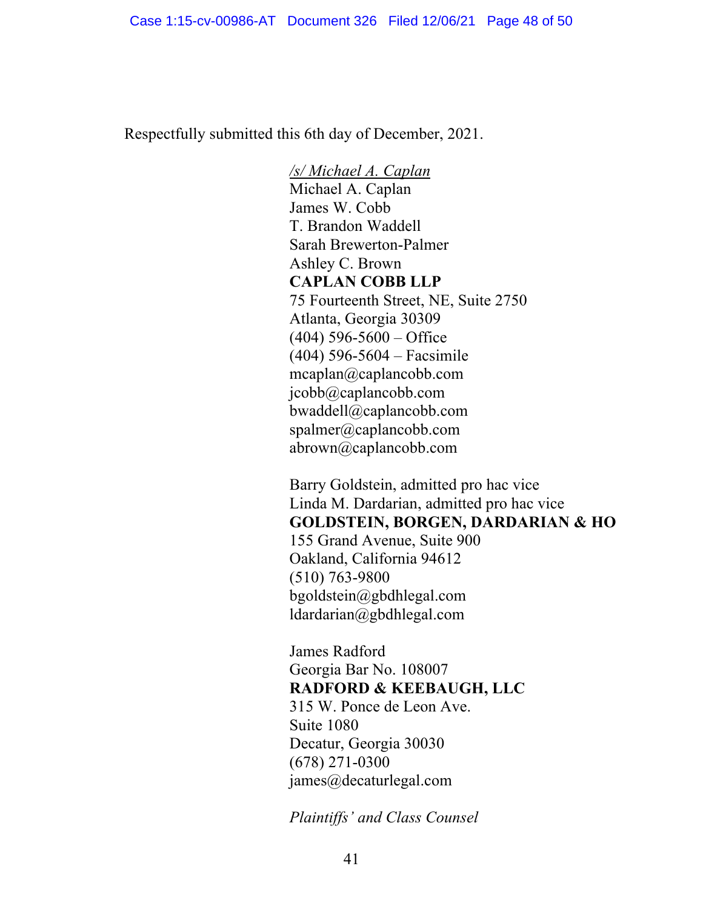Respectfully submitted this 6th day of December, 2021.

/s/ Michael A. Caplan
Michael A. Caplan
James W. Cobb
T. Brandon Waddell
Sarah Brewerton-Palmer
Ashley C. Brown
**CAPLAN COBB LLP**
75 Fourteenth Street, NE, Suite 2750
Atlanta, Georgia 30309
(404) 596-5600 – Office
(404) 596-5604 – Facsimile
mcaplan@caplancobb.com
jcobb@caplancobb.com
bwaddell@caplancobb.com
spalmer@caplancobb.com
abrown@caplancobb.com

Barry Goldstein, admitted pro hac vice
Linda M. Dardarian, admitted pro hac vice
**GOLDSTEIN, BORGEN, DARDARIAN & HO**
155 Grand Avenue, Suite 900
Oakland, California 94612
(510) 763-9800
bgoldstein@gbdhlegal.com
ldardarian@gbdhlegal.com

James Radford
Georgia Bar No. 108007
**RADFORD & KEEBAUGH, LLC**
315 W. Ponce de Leon Ave.
Suite 1080
Decatur, Georgia 30030
(678) 271-0300
james@decaturlegal.com

*Plaintiffs' and Class Counsel*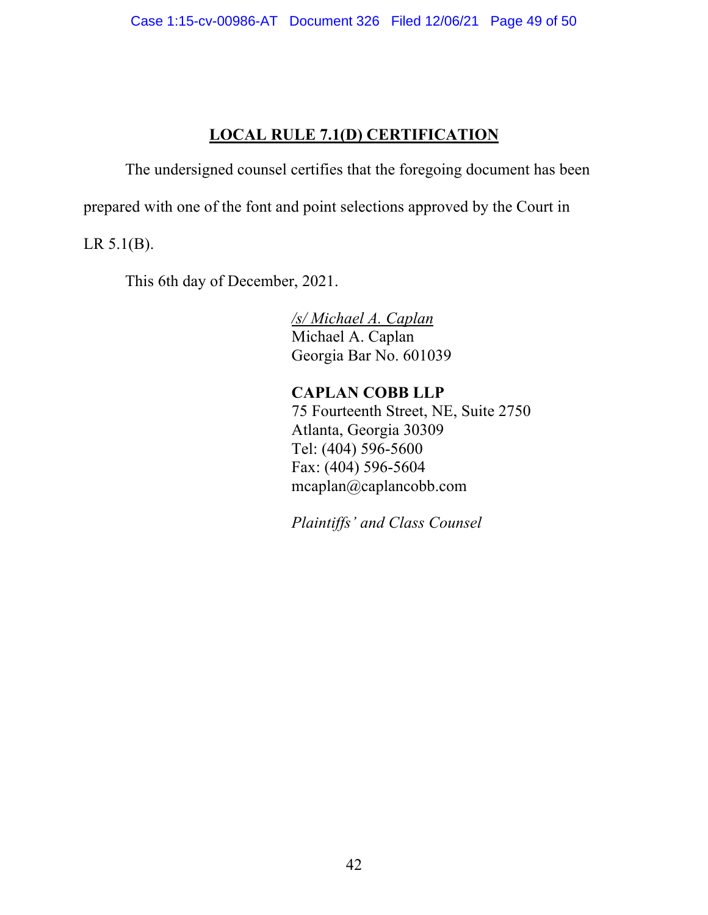## LOCAL RULE 7.1(D) CERTIFICATION

The undersigned counsel certifies that the foregoing document has been prepared with one of the font and point selections approved by the Court in LR 5.1(B).

This 6th day of December, 2021.

*/s/ Michael A. Caplan*
Michael A. Caplan
Georgia Bar No. 601039

**CAPLAN COBB LLP**
75 Fourteenth Street, NE, Suite 2750
Atlanta, Georgia 30309
Tel: (404) 596-5600
Fax: (404) 596-5604
mcaplan@caplancobb.com

*Plaintiffs' and Class Counsel*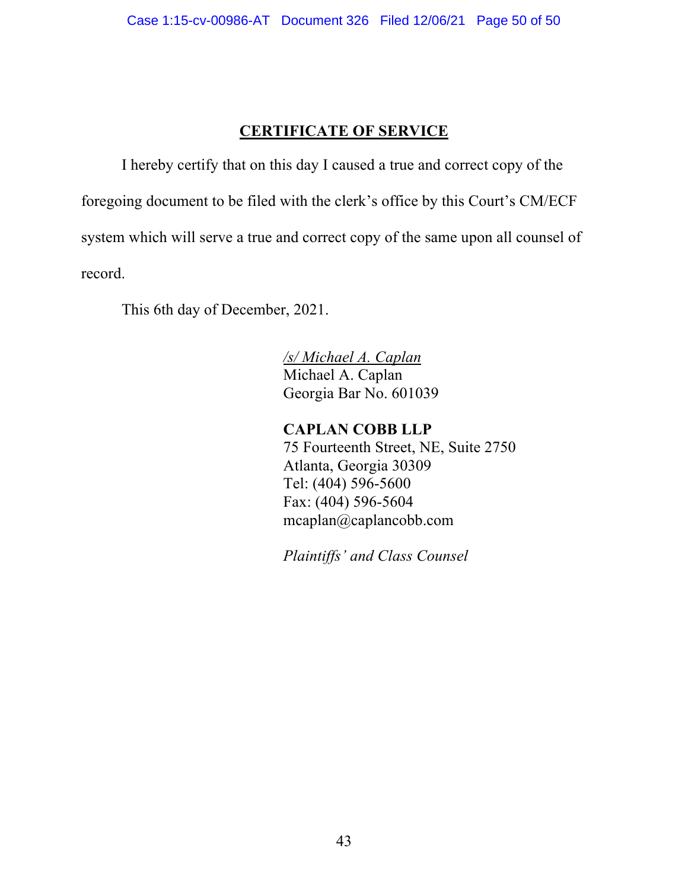## CERTIFICATE OF SERVICE

I hereby certify that on this day I caused a true and correct copy of the foregoing document to be filed with the clerk's office by this Court's CM/ECF system which will serve a true and correct copy of the same upon all counsel of record.

This 6th day of December, 2021.

*/s/ Michael A. Caplan*
Michael A. Caplan
Georgia Bar No. 601039

**CAPLAN COBB LLP**
75 Fourteenth Street, NE, Suite 2750
Atlanta, Georgia 30309
Tel: (404) 596-5600
Fax: (404) 596-5604
mcaplan@caplancobb.com

*Plaintiffs' and Class Counsel*